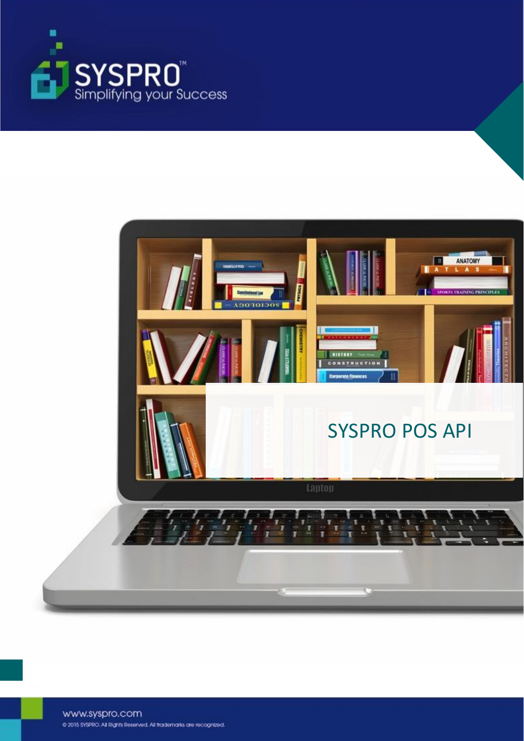SYSPRO™
Simplifying your Success

# SYSPRO POS API

www.syspro.com

© 2015 SYSPRO. All Rights Reserved. All trademarks are recognized.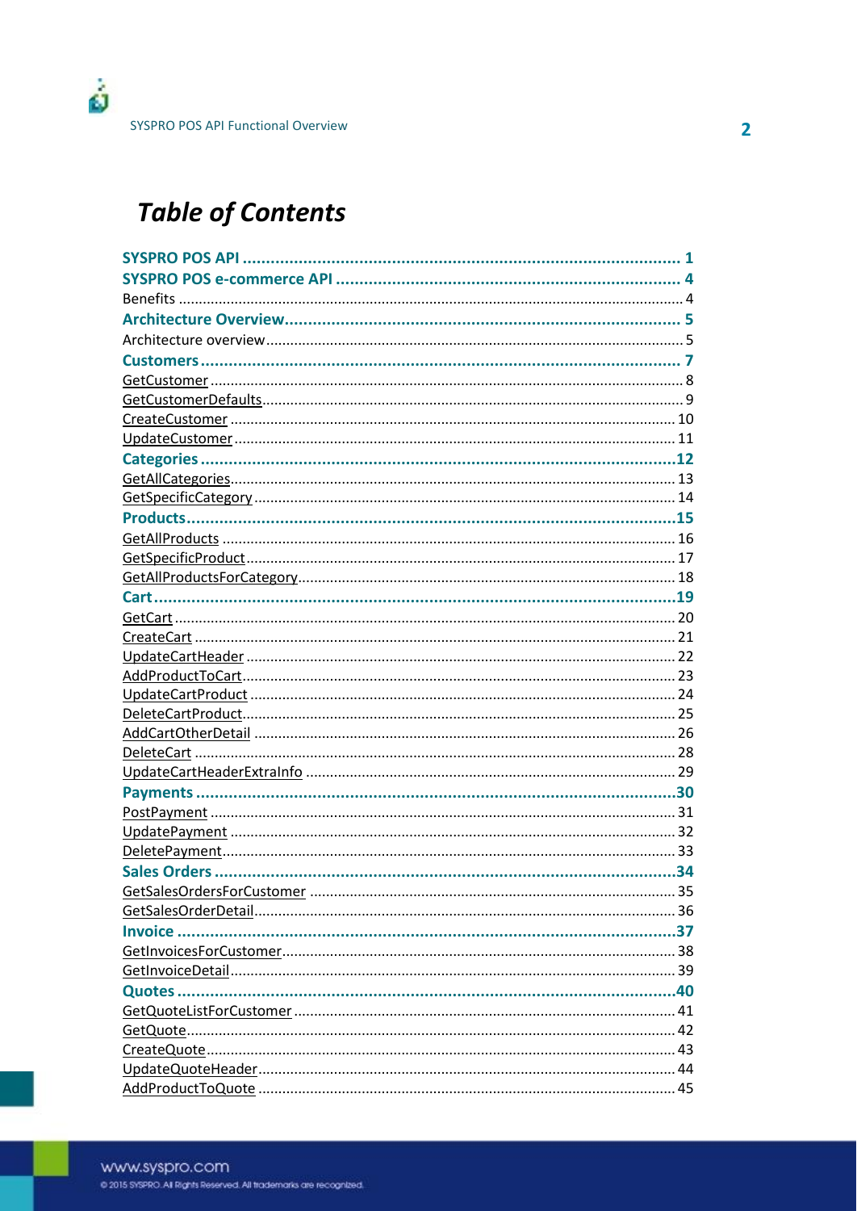# Table of Contents

**SYSPRO POS API** ............................................................ **1**
**SYSPRO POS e-commerce API** ............................................................ **4**
Benefits ............................................................ 4
**Architecture Overview** ............................................................ **5**
Architecture overview ............................................................ 5
**Customers** ............................................................ **7**
GetCustomer ............................................................ 8
GetCustomerDefaults ............................................................ 9
CreateCustomer ............................................................ 10
UpdateCustomer ............................................................ 11
**Categories** ............................................................ **12**
GetAllCategories ............................................................ 13
GetSpecificCategory ............................................................ 14
**Products** ............................................................ **15**
GetAllProducts ............................................................ 16
GetSpecificProduct ............................................................ 17
GetAllProductsForCategory ............................................................ 18
**Cart** ............................................................ **19**
GetCart ............................................................ 20
CreateCart ............................................................ 21
UpdateCartHeader ............................................................ 22
AddProductToCart ............................................................ 23
UpdateCartProduct ............................................................ 24
DeleteCartProduct ............................................................ 25
AddCartOtherDetail ............................................................ 26
DeleteCart ............................................................ 28
UpdateCartHeaderExtraInfo ............................................................ 29
**Payments** ............................................................ **30**
PostPayment ............................................................ 31
UpdatePayment ............................................................ 32
DeletePayment ............................................................ 33
**Sales Orders** ............................................................ **34**
GetSalesOrdersForCustomer ............................................................ 35
GetSalesOrderDetail ............................................................ 36
**Invoice** ............................................................ **37**
GetInvoicesForCustomer ............................................................ 38
GetInvoiceDetail ............................................................ 39
**Quotes** ............................................................ **40**
GetQuoteListForCustomer ............................................................ 41
GetQuote ............................................................ 42
CreateQuote ............................................................ 43
UpdateQuoteHeader ............................................................ 44
AddProductToQuote ............................................................ 45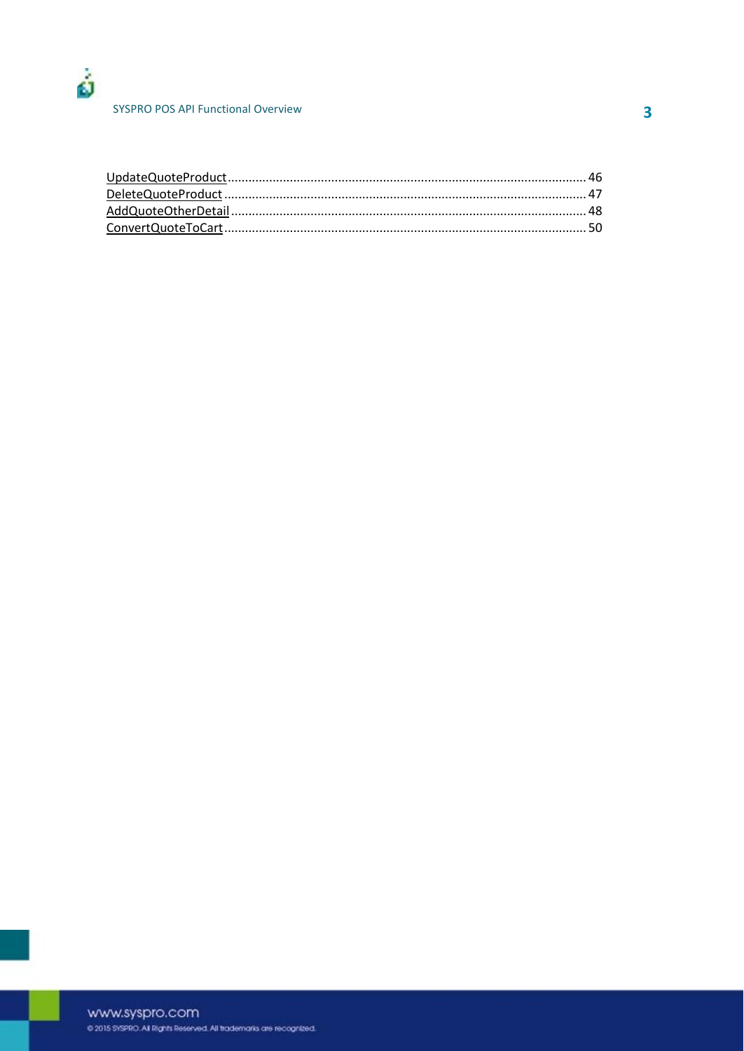UpdateQuoteProduct ........................................................................................................ 46
DeleteQuoteProduct ........................................................................................................ 47
AddQuoteOtherDetail ...................................................................................................... 48
ConvertQuoteToCart ........................................................................................................ 50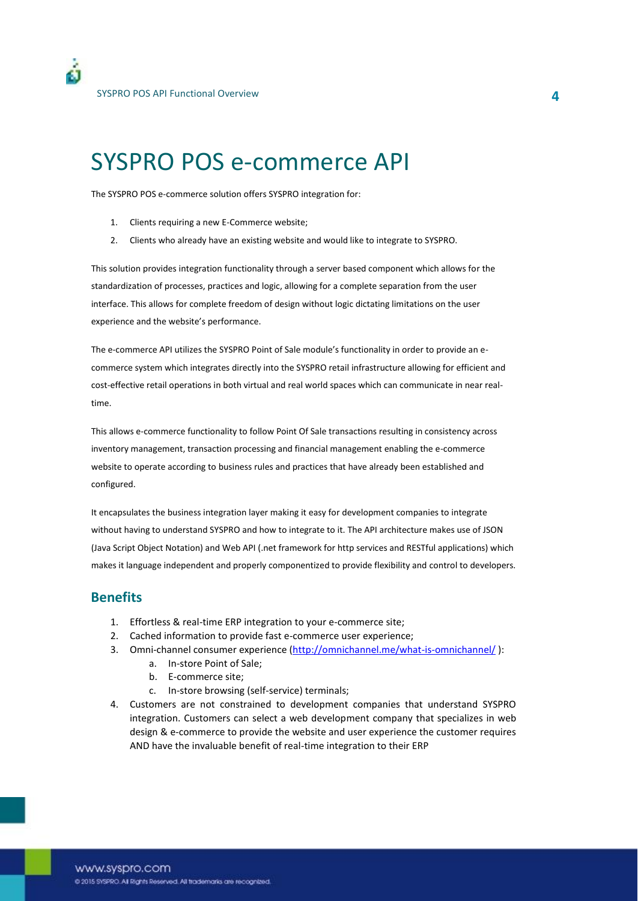# SYSPRO POS e-commerce API

The SYSPRO POS e-commerce solution offers SYSPRO integration for:

1. Clients requiring a new E-Commerce website;
2. Clients who already have an existing website and would like to integrate to SYSPRO.

This solution provides integration functionality through a server based component which allows for the standardization of processes, practices and logic, allowing for a complete separation from the user interface. This allows for complete freedom of design without logic dictating limitations on the user experience and the website's performance.

The e-commerce API utilizes the SYSPRO Point of Sale module's functionality in order to provide an e-commerce system which integrates directly into the SYSPRO retail infrastructure allowing for efficient and cost-effective retail operations in both virtual and real world spaces which can communicate in near real-time.

This allows e-commerce functionality to follow Point Of Sale transactions resulting in consistency across inventory management, transaction processing and financial management enabling the e-commerce website to operate according to business rules and practices that have already been established and configured.

It encapsulates the business integration layer making it easy for development companies to integrate without having to understand SYSPRO and how to integrate to it. The API architecture makes use of JSON (Java Script Object Notation) and Web API (.net framework for http services and RESTful applications) which makes it language independent and properly componentized to provide flexibility and control to developers.

## Benefits

1. Effortless & real-time ERP integration to your e-commerce site;
2. Cached information to provide fast e-commerce user experience;
3. Omni-channel consumer experience (http://omnichannel.me/what-is-omnichannel/ ):
    a. In-store Point of Sale;
    b. E-commerce site;
    c. In-store browsing (self-service) terminals;
4. Customers are not constrained to development companies that understand SYSPRO integration. Customers can select a web development company that specializes in web design & e-commerce to provide the website and user experience the customer requires AND have the invaluable benefit of real-time integration to their ERP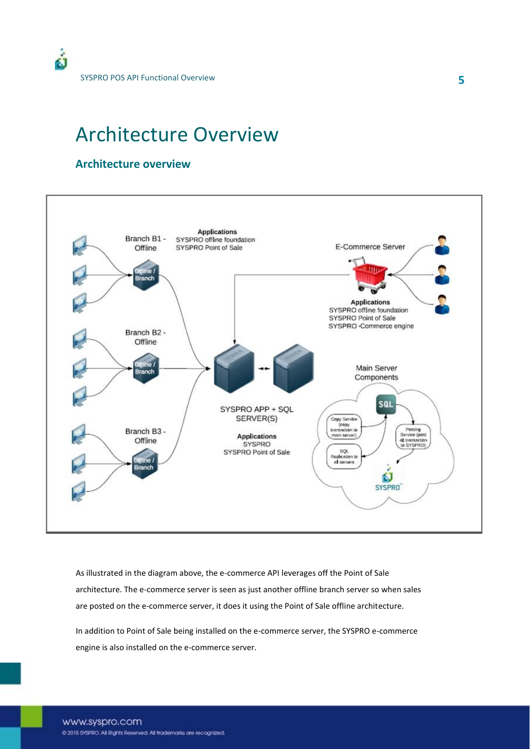# Architecture Overview

## Architecture overview

As illustrated in the diagram above, the e-commerce API leverages off the Point of Sale architecture. The e-commerce server is seen as just another offline branch server so when sales are posted on the e-commerce server, it does it using the Point of Sale offline architecture.

In addition to Point of Sale being installed on the e-commerce server, the SYSPRO e-commerce engine is also installed on the e-commerce server.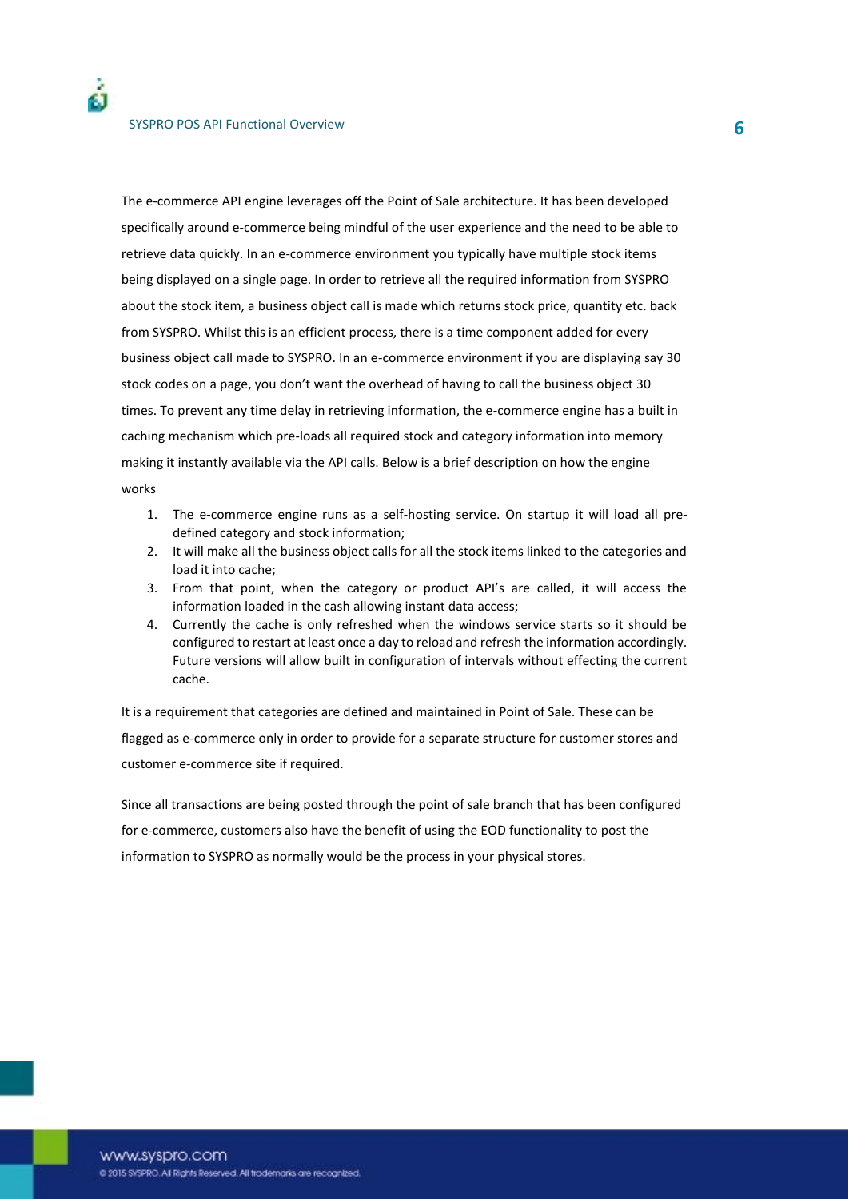The e-commerce API engine leverages off the Point of Sale architecture. It has been developed specifically around e-commerce being mindful of the user experience and the need to be able to retrieve data quickly. In an e-commerce environment you typically have multiple stock items being displayed on a single page. In order to retrieve all the required information from SYSPRO about the stock item, a business object call is made which returns stock price, quantity etc. back from SYSPRO. Whilst this is an efficient process, there is a time component added for every business object call made to SYSPRO. In an e-commerce environment if you are displaying say 30 stock codes on a page, you don't want the overhead of having to call the business object 30 times. To prevent any time delay in retrieving information, the e-commerce engine has a built in caching mechanism which pre-loads all required stock and category information into memory making it instantly available via the API calls. Below is a brief description on how the engine works

1. The e-commerce engine runs as a self-hosting service. On startup it will load all pre-defined category and stock information;
2. It will make all the business object calls for all the stock items linked to the categories and load it into cache;
3. From that point, when the category or product API's are called, it will access the information loaded in the cash allowing instant data access;
4. Currently the cache is only refreshed when the windows service starts so it should be configured to restart at least once a day to reload and refresh the information accordingly. Future versions will allow built in configuration of intervals without effecting the current cache.

It is a requirement that categories are defined and maintained in Point of Sale. These can be flagged as e-commerce only in order to provide for a separate structure for customer stores and customer e-commerce site if required.

Since all transactions are being posted through the point of sale branch that has been configured for e-commerce, customers also have the benefit of using the EOD functionality to post the information to SYSPRO as normally would be the process in your physical stores.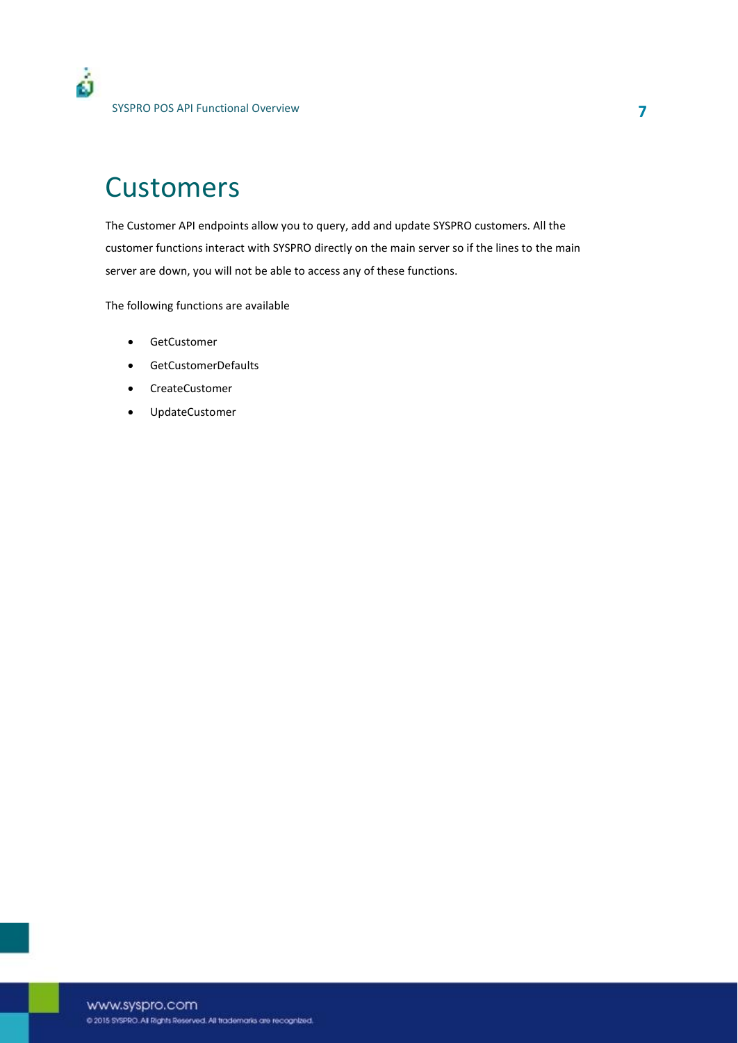# Customers

The Customer API endpoints allow you to query, add and update SYSPRO customers. All the customer functions interact with SYSPRO directly on the main server so if the lines to the main server are down, you will not be able to access any of these functions.

The following functions are available

- GetCustomer
- GetCustomerDefaults
- CreateCustomer
- UpdateCustomer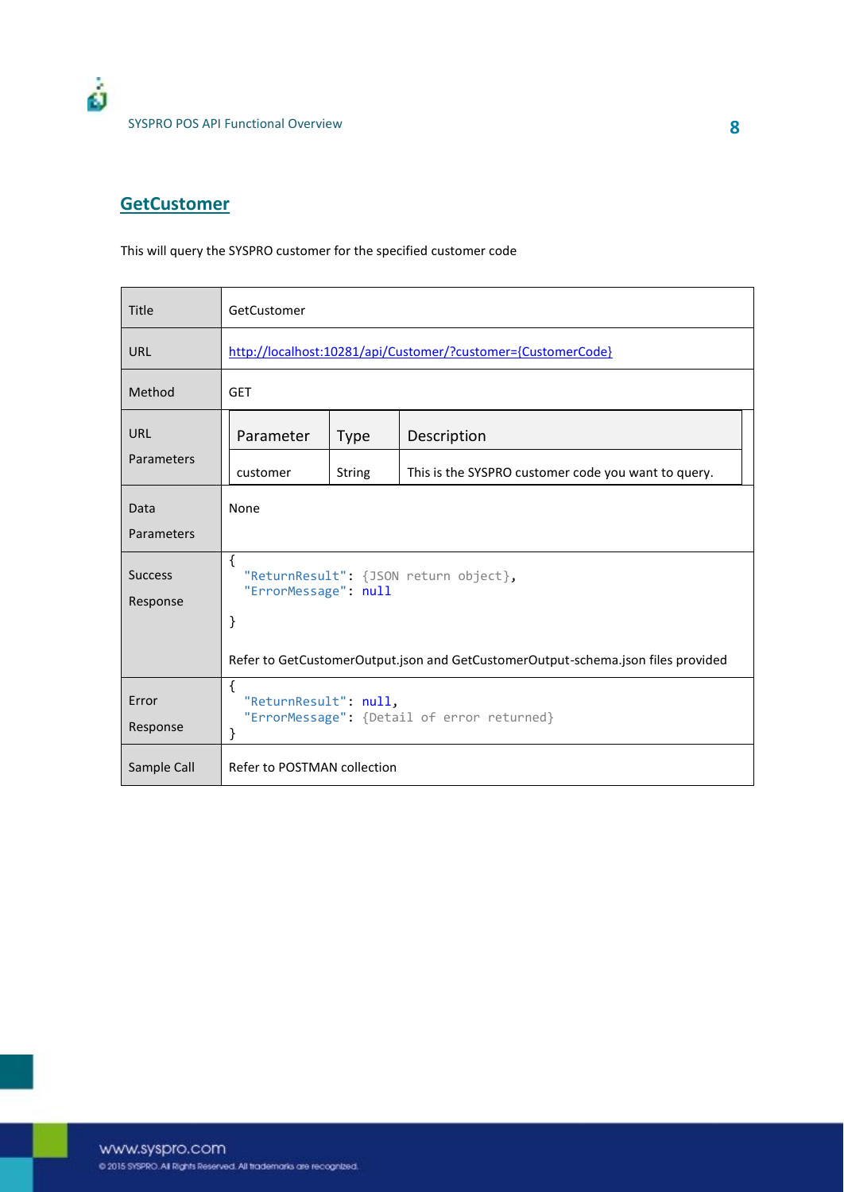## GetCustomer

This will query the SYSPRO customer for the specified customer code

| | |
|---|---|
| Title | GetCustomer |
| URL | http://localhost:10281/api/Customer/?customer={CustomerCode} |
| Method | GET |
| URL Parameters | <table><tr><th>Parameter</th><th>Type</th><th>Description</th></tr><tr><td>customer</td><td>String</td><td>This is the SYSPRO customer code you want to query.</td></tr></table> |
| Data Parameters | None |
| Success Response | `{ "ReturnResult": {JSON return object}, "ErrorMessage": null }`<br><br>Refer to GetCustomerOutput.json and GetCustomerOutput-schema.json files provided |
| Error Response | `{ "ReturnResult": null, "ErrorMessage": {Detail of error returned} }` |
| Sample Call | Refer to POSTMAN collection |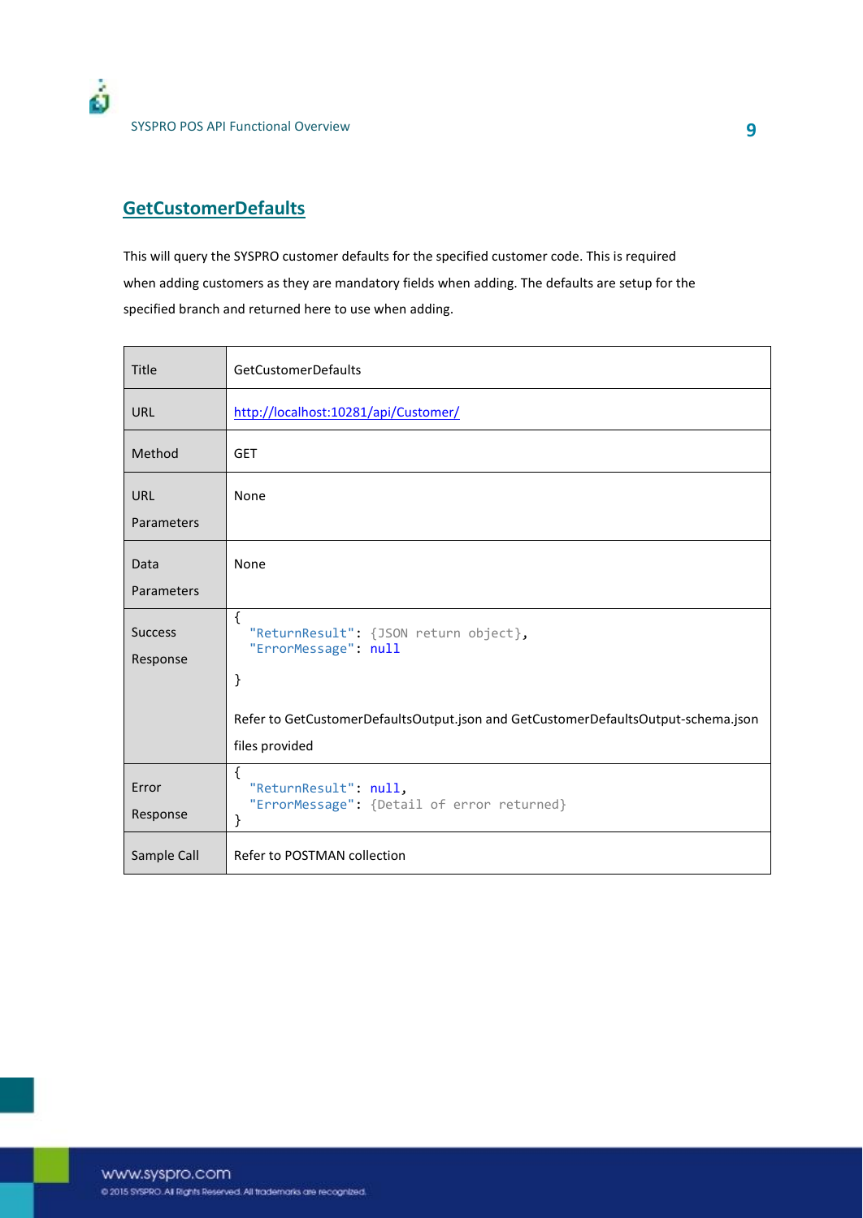## GetCustomerDefaults

This will query the SYSPRO customer defaults for the specified customer code. This is required when adding customers as they are mandatory fields when adding. The defaults are setup for the specified branch and returned here to use when adding.

| Title | GetCustomerDefaults |
|---|---|
| URL | http://localhost:10281/api/Customer/ |
| Method | GET |
| URL Parameters | None |
| Data Parameters | None |
| Success Response | `{ "ReturnResult": {JSON return object}, "ErrorMessage": null }` <br><br> Refer to GetCustomerDefaultsOutput.json and GetCustomerDefaultsOutput-schema.json files provided |
| Error Response | `{ "ReturnResult": null, "ErrorMessage": {Detail of error returned} }` |
| Sample Call | Refer to POSTMAN collection |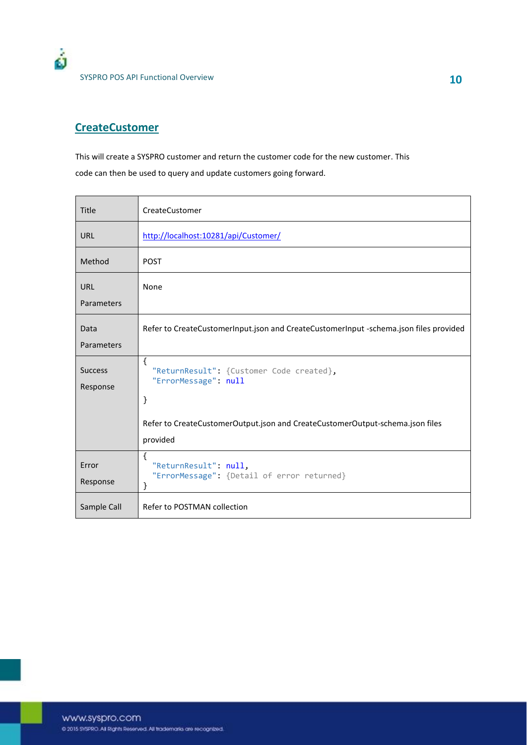## CreateCustomer

This will create a SYSPRO customer and return the customer code for the new customer. This code can then be used to query and update customers going forward.

| Title | CreateCustomer |
|---|---|
| URL | http://localhost:10281/api/Customer/ |
| Method | POST |
| URL Parameters | None |
| Data Parameters | Refer to CreateCustomerInput.json and CreateCustomerInput -schema.json files provided |
| Success Response | { "ReturnResult": {Customer Code created}, "ErrorMessage": null } <br><br> Refer to CreateCustomerOutput.json and CreateCustomerOutput-schema.json files provided |
| Error Response | { "ReturnResult": null, "ErrorMessage": {Detail of error returned} } |
| Sample Call | Refer to POSTMAN collection |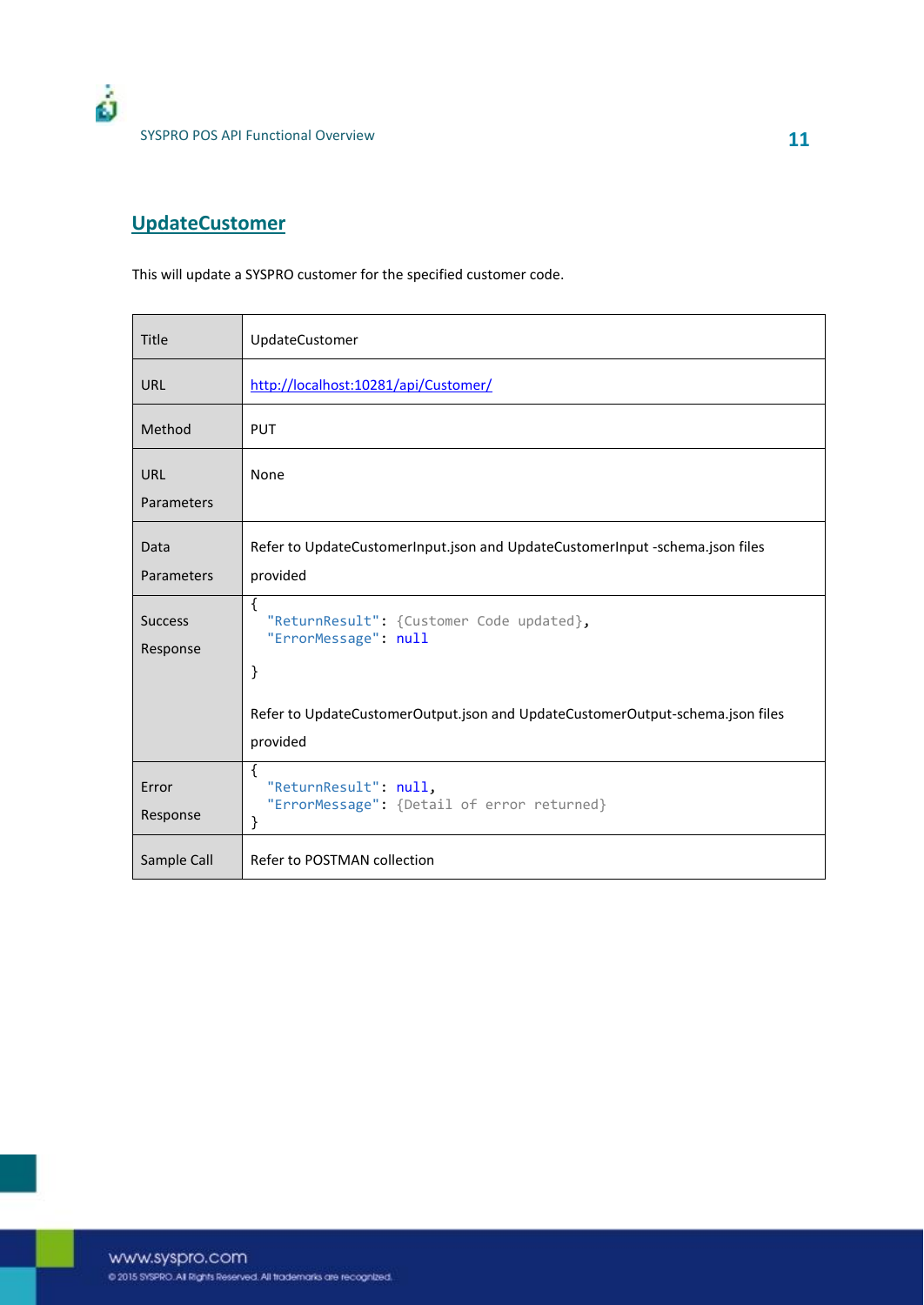## UpdateCustomer

This will update a SYSPRO customer for the specified customer code.

| Title | UpdateCustomer |
|---|---|
| URL | http://localhost:10281/api/Customer/ |
| Method | PUT |
| URL Parameters | None |
| Data Parameters | Refer to UpdateCustomerInput.json and UpdateCustomerInput -schema.json files provided |
| Success Response | { "ReturnResult": {Customer Code updated}, "ErrorMessage": null } <br><br> Refer to UpdateCustomerOutput.json and UpdateCustomerOutput-schema.json files provided |
| Error Response | { "ReturnResult": null, "ErrorMessage": {Detail of error returned} } |
| Sample Call | Refer to POSTMAN collection |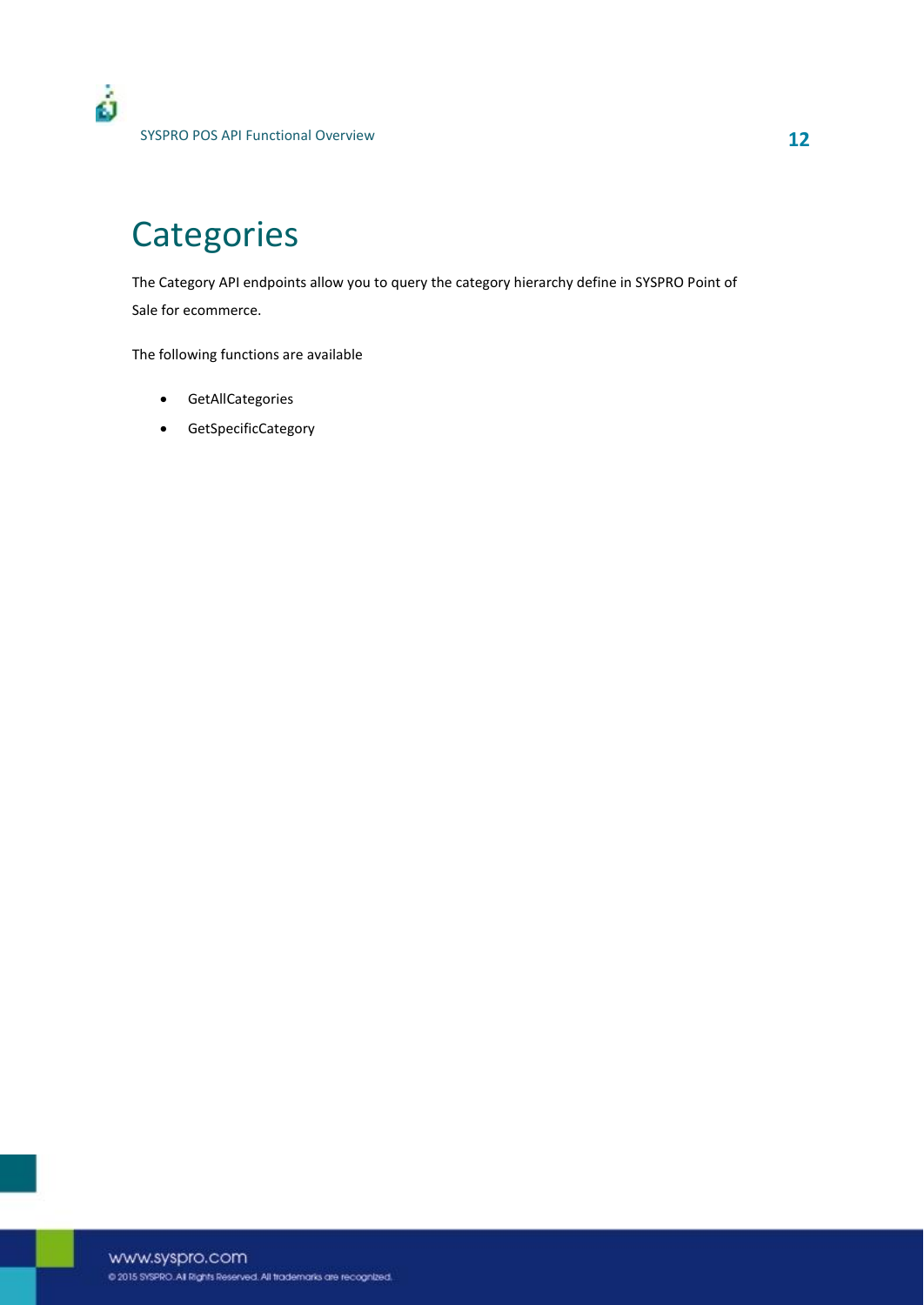# Categories

The Category API endpoints allow you to query the category hierarchy define in SYSPRO Point of Sale for ecommerce.

The following functions are available

- GetAllCategories
- GetSpecificCategory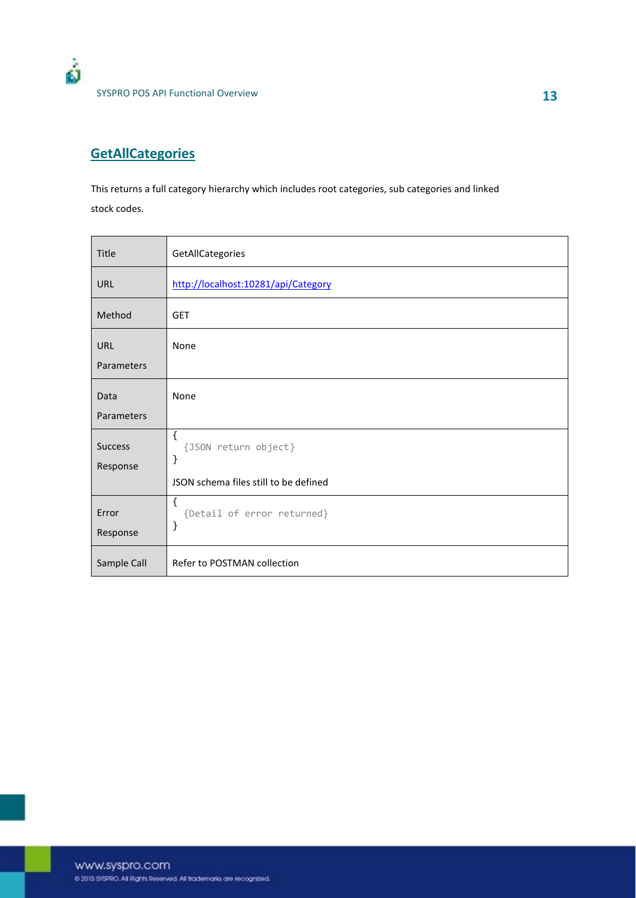## GetAllCategories

This returns a full category hierarchy which includes root categories, sub categories and linked stock codes.

| Title | GetAllCategories |
|---|---|
| URL | http://localhost:10281/api/Category |
| Method | GET |
| URL Parameters | None |
| Data Parameters | None |
| Success Response | { {JSON return object} } JSON schema files still to be defined |
| Error Response | { {Detail of error returned} } |
| Sample Call | Refer to POSTMAN collection |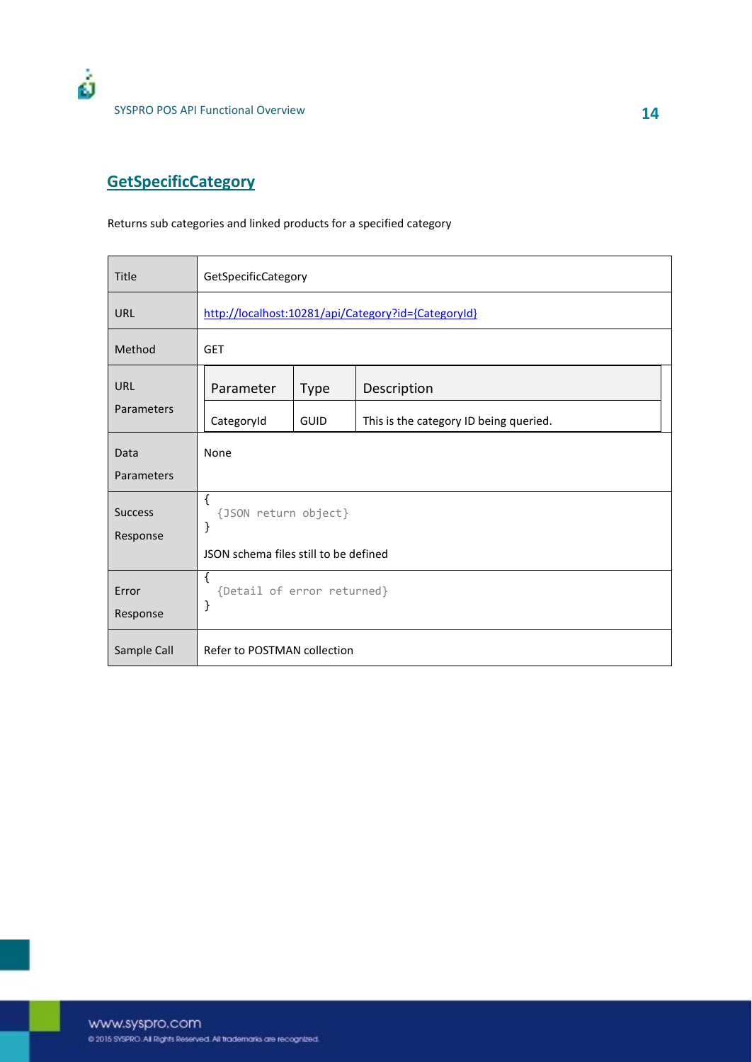## GetSpecificCategory

Returns sub categories and linked products for a specified category

<table>
<tr><td>Title</td><td>GetSpecificCategory</td></tr>
<tr><td>URL</td><td>http://localhost:10281/api/Category?id={CategoryId}</td></tr>
<tr><td>Method</td><td>GET</td></tr>
<tr><td>URL Parameters</td><td>
<table>
<tr><th>Parameter</th><th>Type</th><th>Description</th></tr>
<tr><td>CategoryId</td><td>GUID</td><td>This is the category ID being queried.</td></tr>
</table>
</td></tr>
<tr><td>Data Parameters</td><td>None</td></tr>
<tr><td>Success Response</td><td>{<br>&nbsp;&nbsp;{JSON return object}<br>}<br><br>JSON schema files still to be defined</td></tr>
<tr><td>Error Response</td><td>{<br>&nbsp;&nbsp;{Detail of error returned}<br>}</td></tr>
<tr><td>Sample Call</td><td>Refer to POSTMAN collection</td></tr>
</table>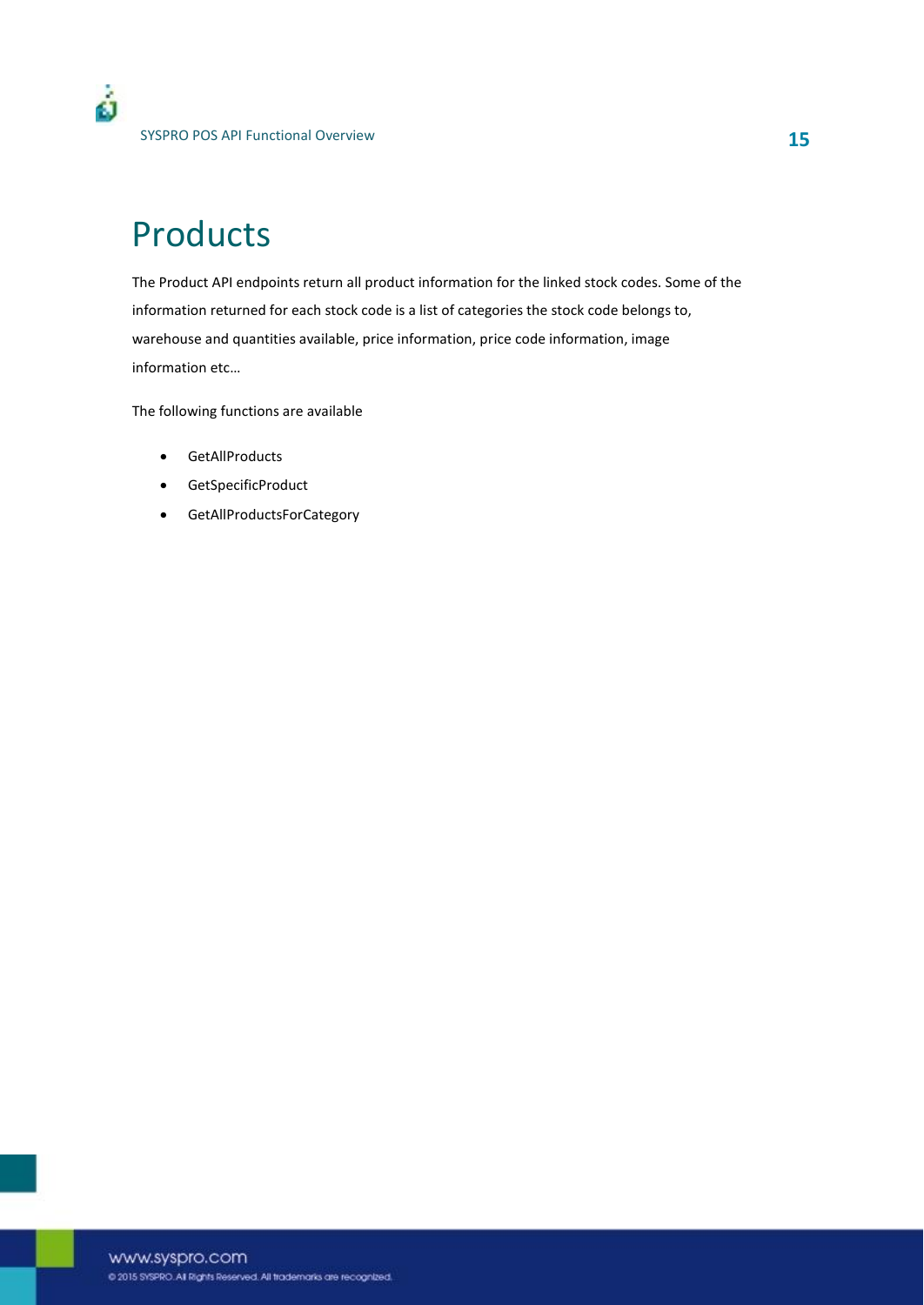# Products

The Product API endpoints return all product information for the linked stock codes. Some of the information returned for each stock code is a list of categories the stock code belongs to, warehouse and quantities available, price information, price code information, image information etc…

The following functions are available

- GetAllProducts
- GetSpecificProduct
- GetAllProductsForCategory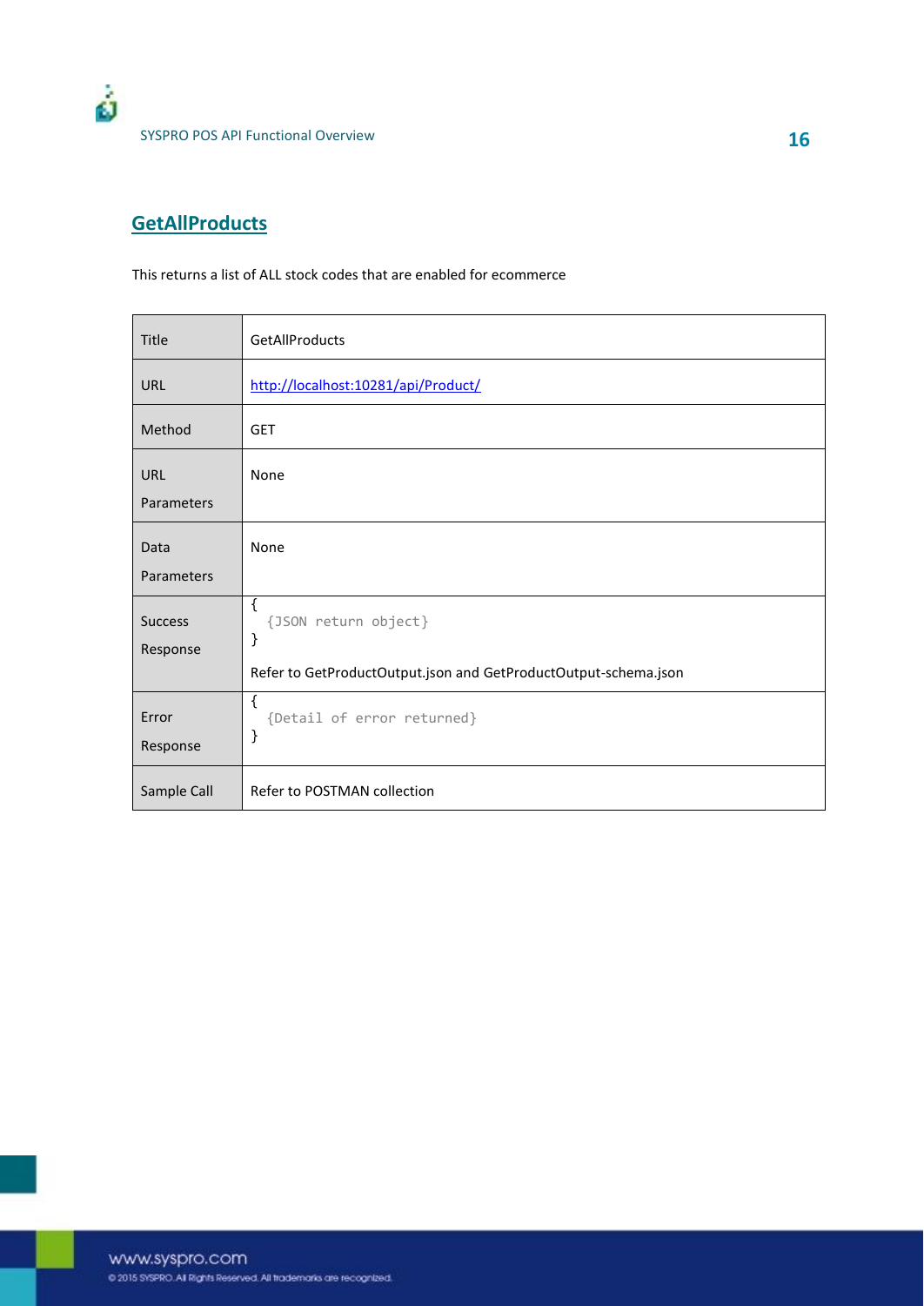## GetAllProducts

This returns a list of ALL stock codes that are enabled for ecommerce

| Title | GetAllProducts |
|---|---|
| URL | http://localhost:10281/api/Product/ |
| Method | GET |
| URL Parameters | None |
| Data Parameters | None |
| Success Response | { {JSON return object} } <br><br> Refer to GetProductOutput.json and GetProductOutput-schema.json |
| Error Response | { {Detail of error returned} } |
| Sample Call | Refer to POSTMAN collection |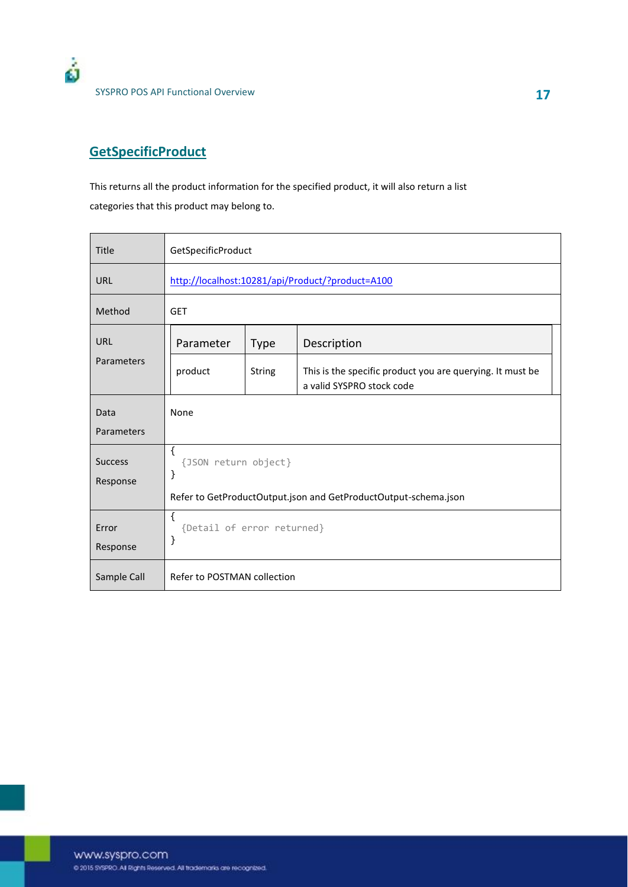## GetSpecificProduct

This returns all the product information for the specified product, it will also return a list categories that this product may belong to.

| Title | GetSpecificProduct |
|---|---|
| URL | http://localhost:10281/api/Product/?product=A100 |
| Method | GET |
| URL Parameters | **Parameter** / **Type** / **Description**<br>product / String / This is the specific product you are querying. It must be a valid SYSPRO stock code |
| Data Parameters | None |
| Success Response | { {JSON return object} }<br>Refer to GetProductOutput.json and GetProductOutput-schema.json |
| Error Response | { {Detail of error returned} } |
| Sample Call | Refer to POSTMAN collection |

URL Parameters:

| Parameter | Type | Description |
|---|---|---|
| product | String | This is the specific product you are querying. It must be a valid SYSPRO stock code |

Success Response:

```
{
  {JSON return object}
}
```

Error Response:

```
{
  {Detail of error returned}
}
```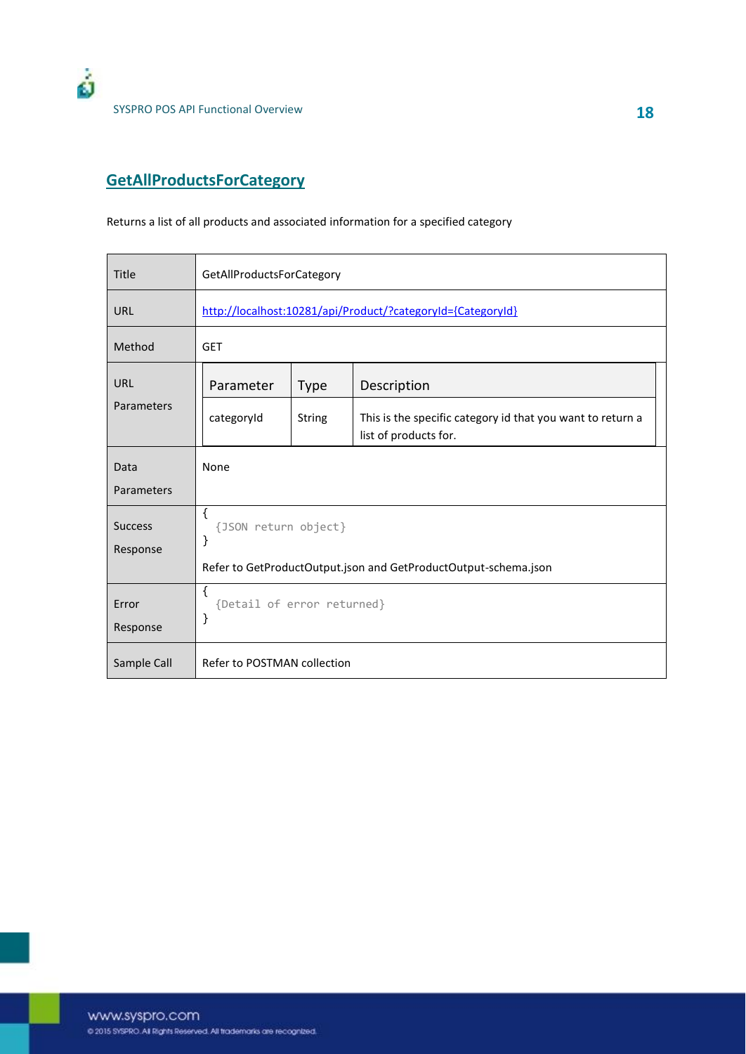## GetAllProductsForCategory

Returns a list of all products and associated information for a specified category

| Title | GetAllProductsForCategory |
|---|---|
| URL | http://localhost:10281/api/Product/?categoryId={CategoryId} |
| Method | GET |
| URL Parameters | **Parameter** / **Type** / **Description**<br>categoryId / String / This is the specific category id that you want to return a list of products for. |
| Data Parameters | None |
| Success Response | `{ {JSON return object} }`<br>Refer to GetProductOutput.json and GetProductOutput-schema.json |
| Error Response | `{ {Detail of error returned} }` |
| Sample Call | Refer to POSTMAN collection |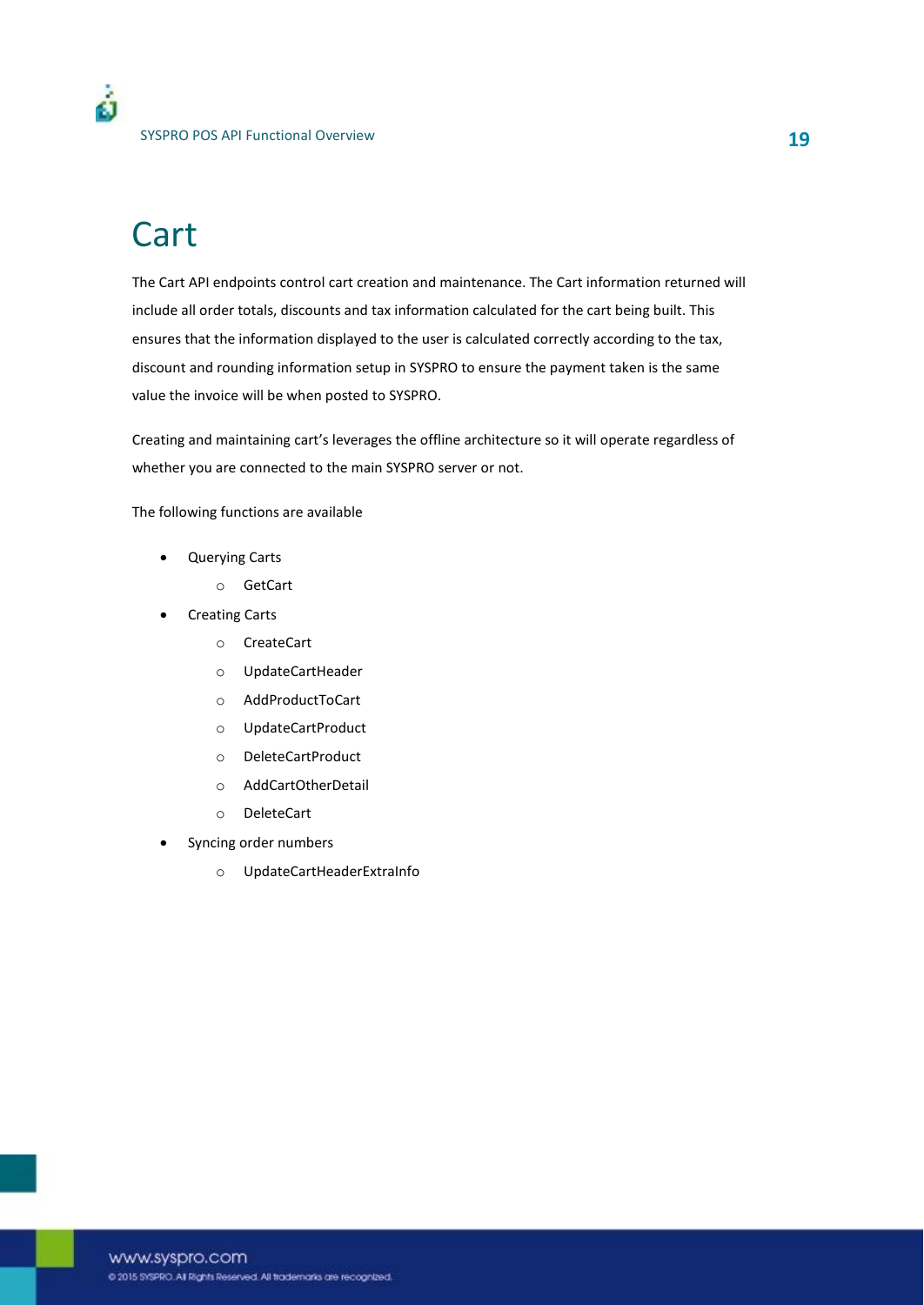# Cart

The Cart API endpoints control cart creation and maintenance. The Cart information returned will include all order totals, discounts and tax information calculated for the cart being built. This ensures that the information displayed to the user is calculated correctly according to the tax, discount and rounding information setup in SYSPRO to ensure the payment taken is the same value the invoice will be when posted to SYSPRO.

Creating and maintaining cart's leverages the offline architecture so it will operate regardless of whether you are connected to the main SYSPRO server or not.

The following functions are available

- Querying Carts
  - GetCart
- Creating Carts
  - CreateCart
  - UpdateCartHeader
  - AddProductToCart
  - UpdateCartProduct
  - DeleteCartProduct
  - AddCartOtherDetail
  - DeleteCart
- Syncing order numbers
  - UpdateCartHeaderExtraInfo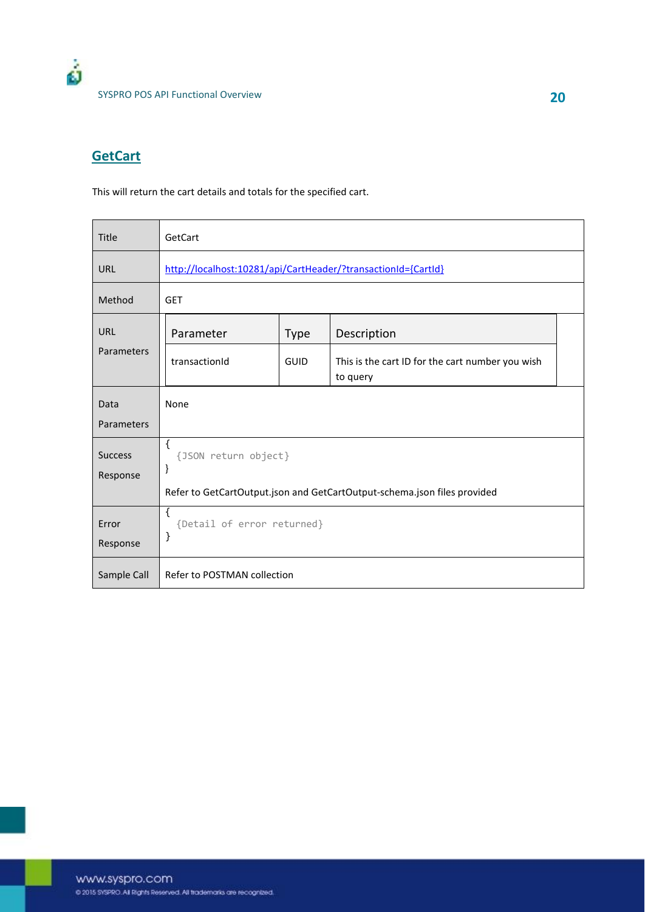## GetCart

This will return the cart details and totals for the specified cart.

| | |
|---|---|
| Title | GetCart |
| URL | http://localhost:10281/api/CartHeader/?transactionId={CartId} |
| Method | GET |
| URL Parameters | **Parameter:** transactionId<br>**Type:** GUID<br>**Description:** This is the cart ID for the cart number you wish to query |
| Data Parameters | None |
| Success Response | `{ {JSON return object} }`<br>Refer to GetCartOutput.json and GetCartOutput-schema.json files provided |
| Error Response | `{ {Detail of error returned} }` |
| Sample Call | Refer to POSTMAN collection |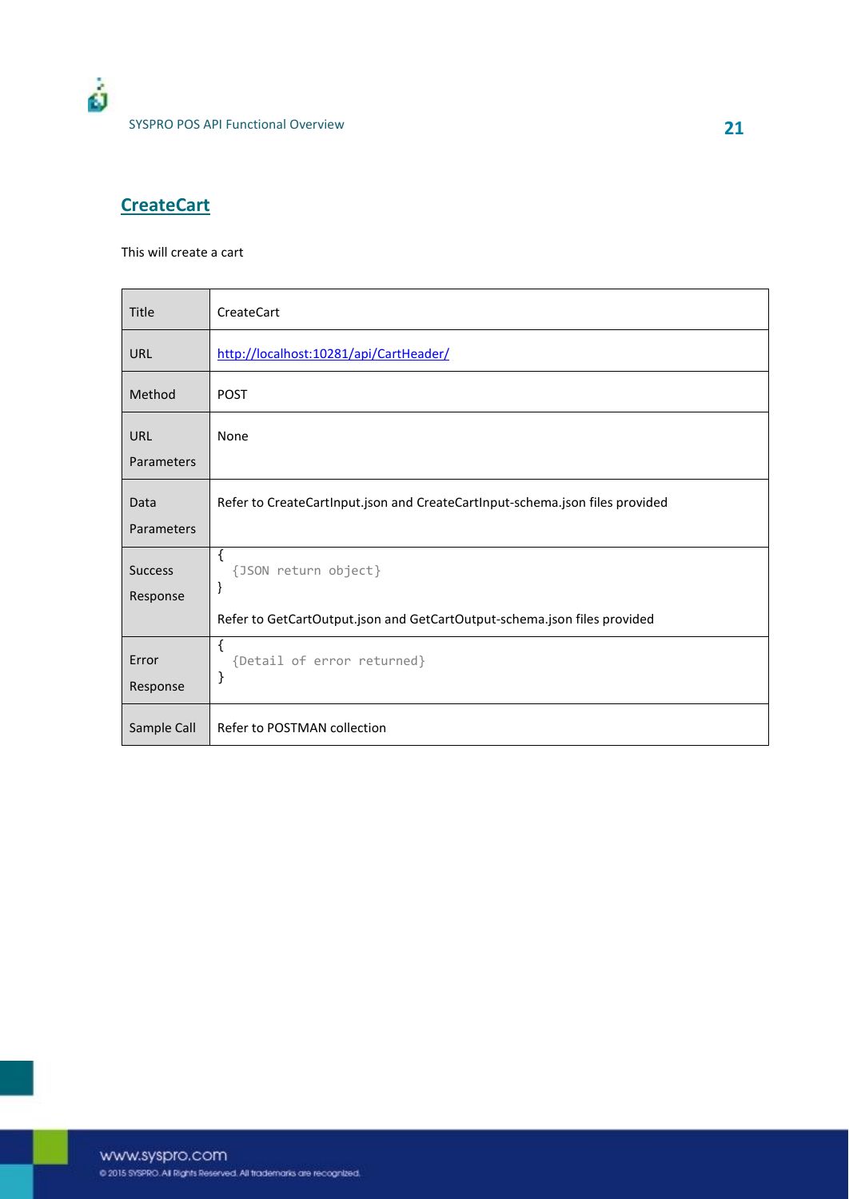## CreateCart

This will create a cart

| Title | CreateCart |
|---|---|
| URL | http://localhost:10281/api/CartHeader/ |
| Method | POST |
| URL Parameters | None |
| Data Parameters | Refer to CreateCartInput.json and CreateCartInput-schema.json files provided |
| Success Response | { {JSON return object} } Refer to GetCartOutput.json and GetCartOutput-schema.json files provided |
| Error Response | { {Detail of error returned} } |
| Sample Call | Refer to POSTMAN collection |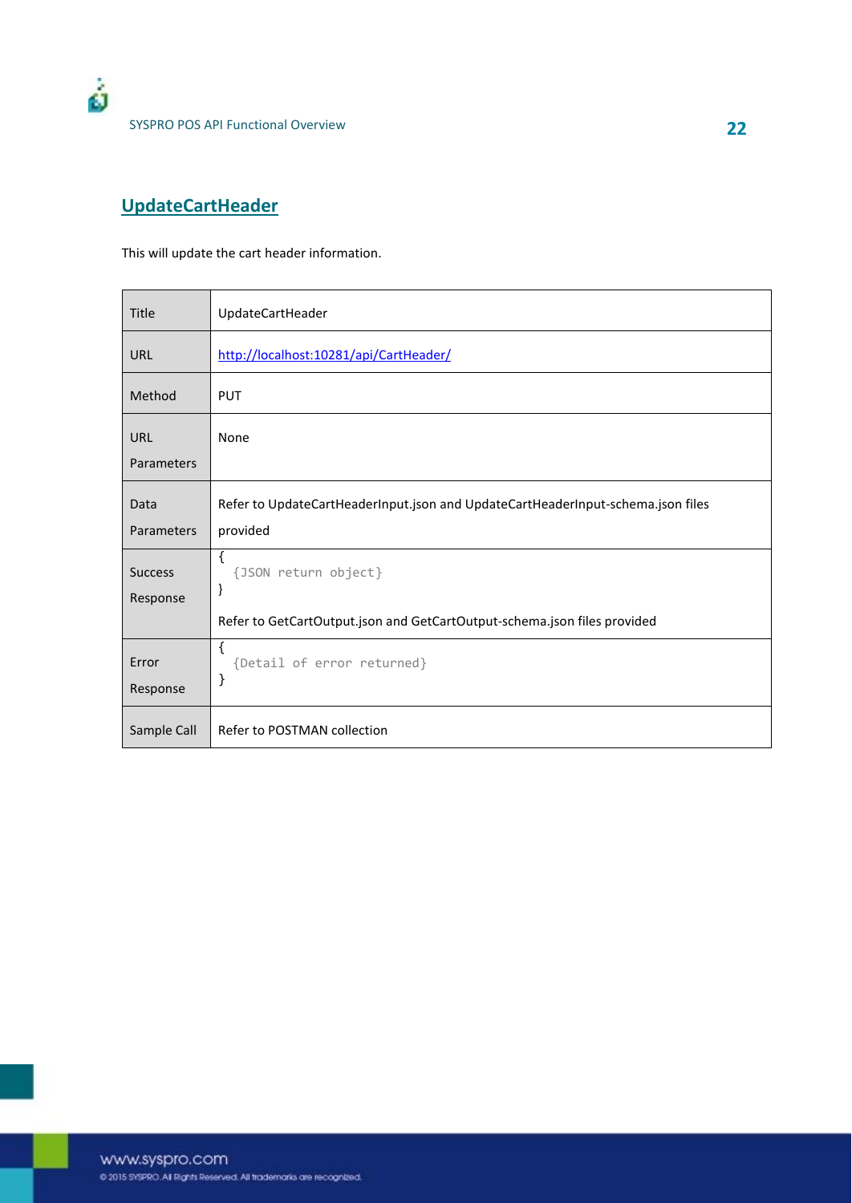## UpdateCartHeader

This will update the cart header information.

| Title | UpdateCartHeader |
|---|---|
| URL | http://localhost:10281/api/CartHeader/ |
| Method | PUT |
| URL Parameters | None |
| Data Parameters | Refer to UpdateCartHeaderInput.json and UpdateCartHeaderInput-schema.json files provided |
| Success Response | { {JSON return object} } Refer to GetCartOutput.json and GetCartOutput-schema.json files provided |
| Error Response | { {Detail of error returned} } |
| Sample Call | Refer to POSTMAN collection |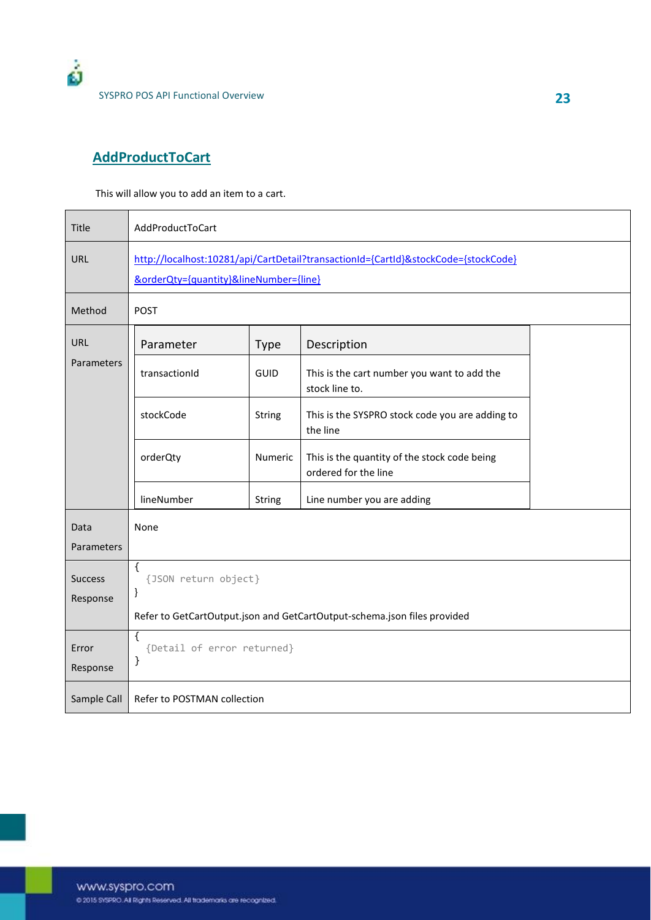## AddProductToCart

This will allow you to add an item to a cart.

| Title | AddProductToCart |
|---|---|
| URL | http://localhost:10281/api/CartDetail?transactionId={CartId}&stockCode={stockCode}&orderQty={quantity}&lineNumber={line} |
| Method | POST |
| URL Parameters | **Parameter** / **Type** / **Description**<br>transactionId / GUID / This is the cart number you want to add the stock line to.<br>stockCode / String / This is the SYSPRO stock code you are adding to the line<br>orderQty / Numeric / This is the quantity of the stock code being ordered for the line<br>lineNumber / String / Line number you are adding |
| Data Parameters | None |
| Success Response | { {JSON return object} }<br>Refer to GetCartOutput.json and GetCartOutput-schema.json files provided |
| Error Response | { {Detail of error returned} } |
| Sample Call | Refer to POSTMAN collection |

URL Parameters:

| Parameter | Type | Description |
|---|---|---|
| transactionId | GUID | This is the cart number you want to add the stock line to. |
| stockCode | String | This is the SYSPRO stock code you are adding to the line |
| orderQty | Numeric | This is the quantity of the stock code being ordered for the line |
| lineNumber | String | Line number you are adding |

Success Response:

```
{
  {JSON return object}
}
```

Error Response:

```
{
  {Detail of error returned}
}
```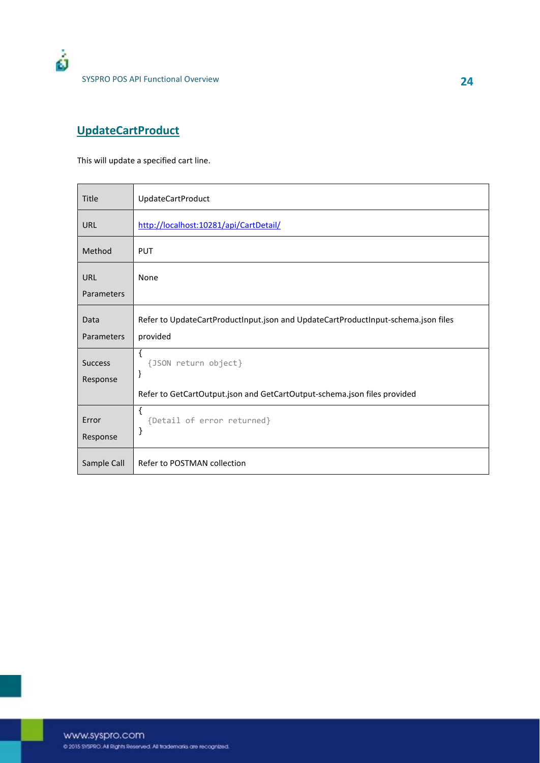## UpdateCartProduct

This will update a specified cart line.

| | |
|---|---|
| Title | UpdateCartProduct |
| URL | http://localhost:10281/api/CartDetail/ |
| Method | PUT |
| URL Parameters | None |
| Data Parameters | Refer to UpdateCartProductInput.json and UpdateCartProductInput-schema.json files provided |
| Success Response | `{ {JSON return object} }` Refer to GetCartOutput.json and GetCartOutput-schema.json files provided |
| Error Response | `{ {Detail of error returned} }` |
| Sample Call | Refer to POSTMAN collection |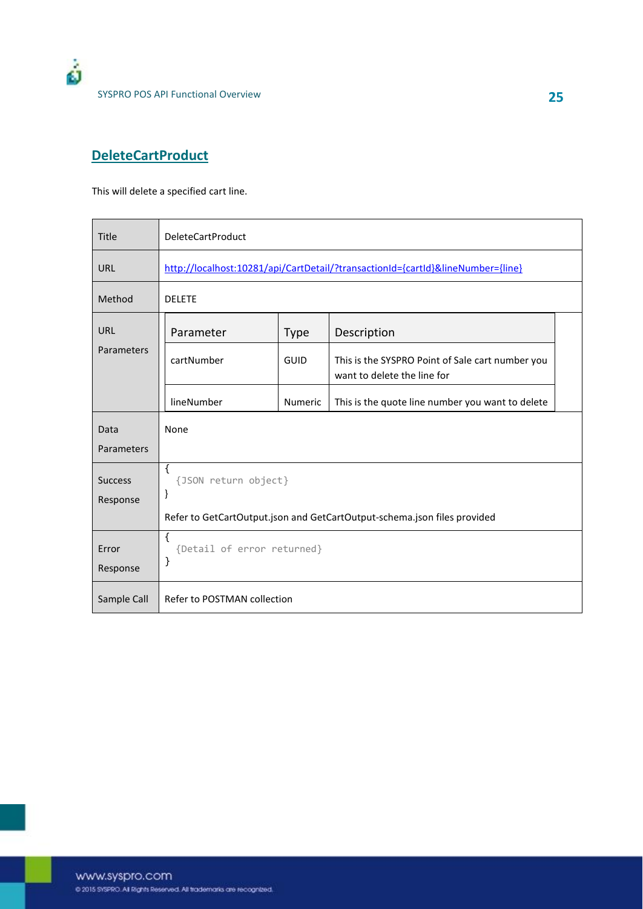## DeleteCartProduct

This will delete a specified cart line.

| Title | DeleteCartProduct |
|---|---|
| URL | http://localhost:10281/api/CartDetail/?transactionId={cartId}&lineNumber={line} |
| Method | DELETE |
| URL Parameters | **Parameter** / **Type** / **Description**<br>cartNumber / GUID / This is the SYSPRO Point of Sale cart number you want to delete the line for<br>lineNumber / Numeric / This is the quote line number you want to delete |
| Data Parameters | None |
| Success Response | { {JSON return object} }<br>Refer to GetCartOutput.json and GetCartOutput-schema.json files provided |
| Error Response | { {Detail of error returned} } |
| Sample Call | Refer to POSTMAN collection |

URL Parameters:

| Parameter | Type | Description |
|---|---|---|
| cartNumber | GUID | This is the SYSPRO Point of Sale cart number you want to delete the line for |
| lineNumber | Numeric | This is the quote line number you want to delete |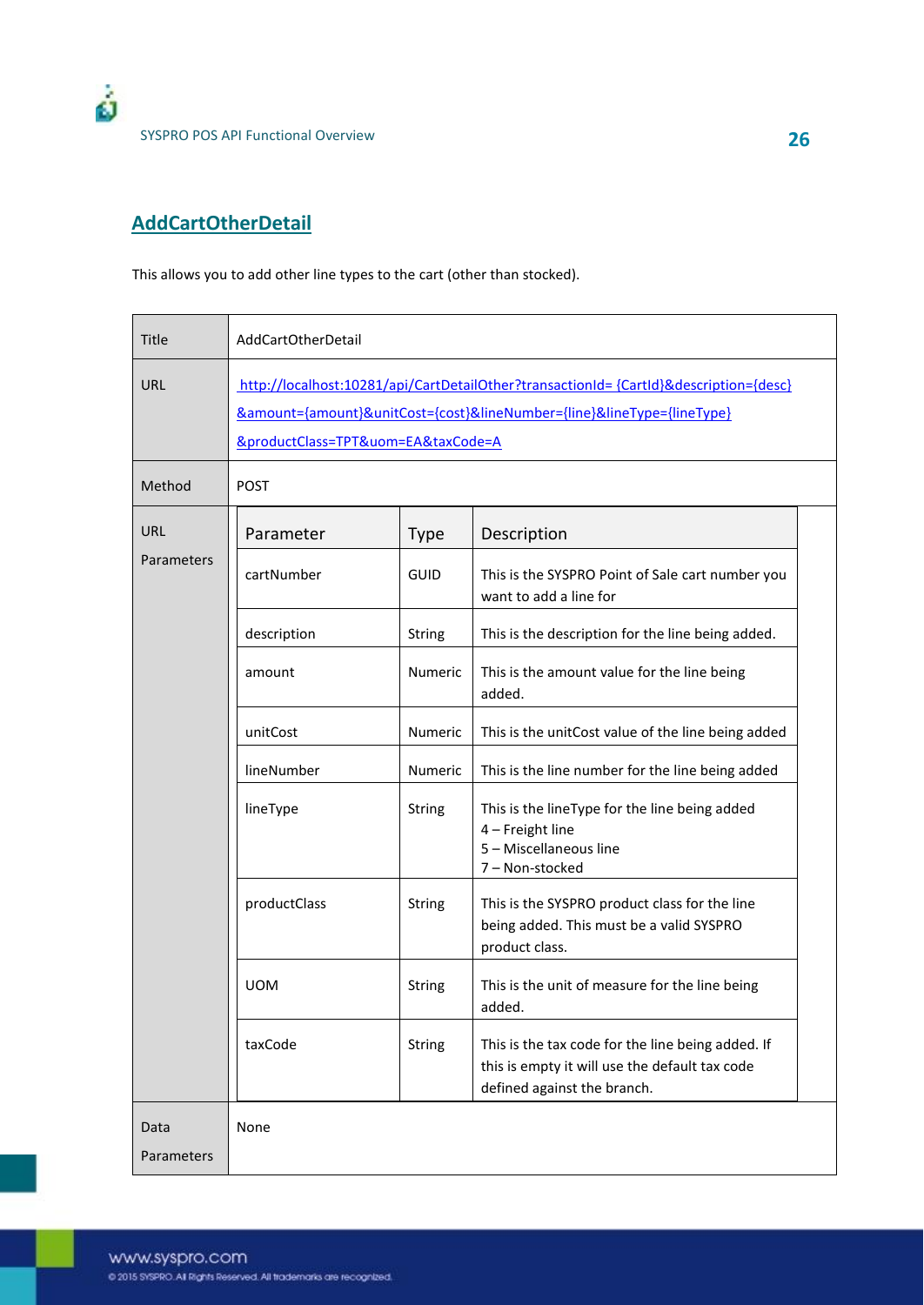## AddCartOtherDetail

This allows you to add other line types to the cart (other than stocked).

| Title | AddCartOtherDetail |
|---|---|
| URL | http://localhost:10281/api/CartDetailOther?transactionId= {CartId}&description={desc}&amount={amount}&unitCost={cost}&lineNumber={line}&lineType={lineType}&productClass=TPT&uom=EA&taxCode=A |
| Method | POST |
| URL Parameters | See table below |
| Data Parameters | None |

**URL Parameters**

| Parameter | Type | Description |
|---|---|---|
| cartNumber | GUID | This is the SYSPRO Point of Sale cart number you want to add a line for |
| description | String | This is the description for the line being added. |
| amount | Numeric | This is the amount value for the line being added. |
| unitCost | Numeric | This is the unitCost value of the line being added |
| lineNumber | Numeric | This is the line number for the line being added |
| lineType | String | This is the lineType for the line being added<br>4 – Freight line<br>5 – Miscellaneous line<br>7 – Non-stocked |
| productClass | String | This is the SYSPRO product class for the line being added. This must be a valid SYSPRO product class. |
| UOM | String | This is the unit of measure for the line being added. |
| taxCode | String | This is the tax code for the line being added. If this is empty it will use the default tax code defined against the branch. |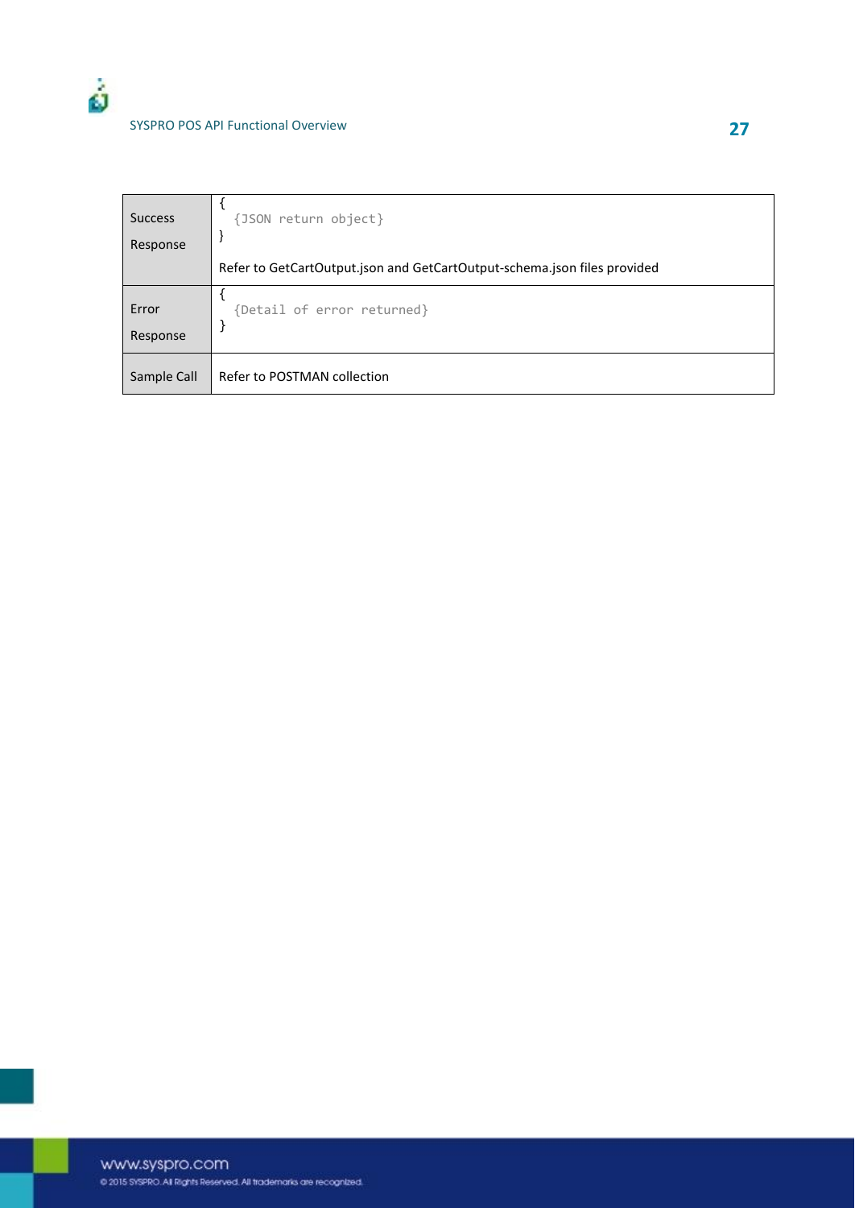| Success Response | { {JSON return object} } Refer to GetCartOutput.json and GetCartOutput-schema.json files provided |
|---|---|
| Error Response | { {Detail of error returned} } |
| Sample Call | Refer to POSTMAN collection |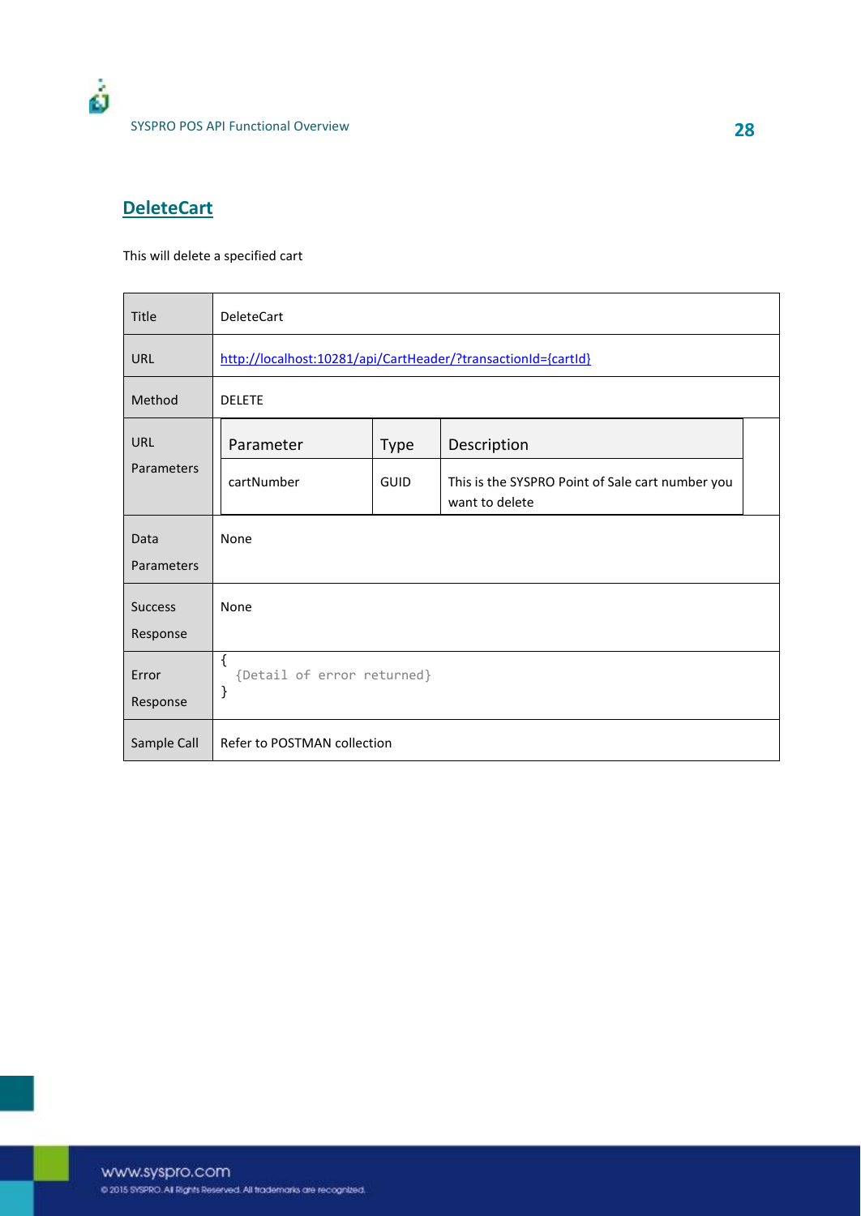## DeleteCart

This will delete a specified cart

| Title | DeleteCart |
| --- | --- |
| URL | http://localhost:10281/api/CartHeader/?transactionId={cartId} |
| Method | DELETE |
| URL Parameters | **Parameter** / **Type** / **Description**: cartNumber / GUID / This is the SYSPRO Point of Sale cart number you want to delete |
| Data Parameters | None |
| Success Response | None |
| Error Response | `{ {Detail of error returned} }` |
| Sample Call | Refer to POSTMAN collection |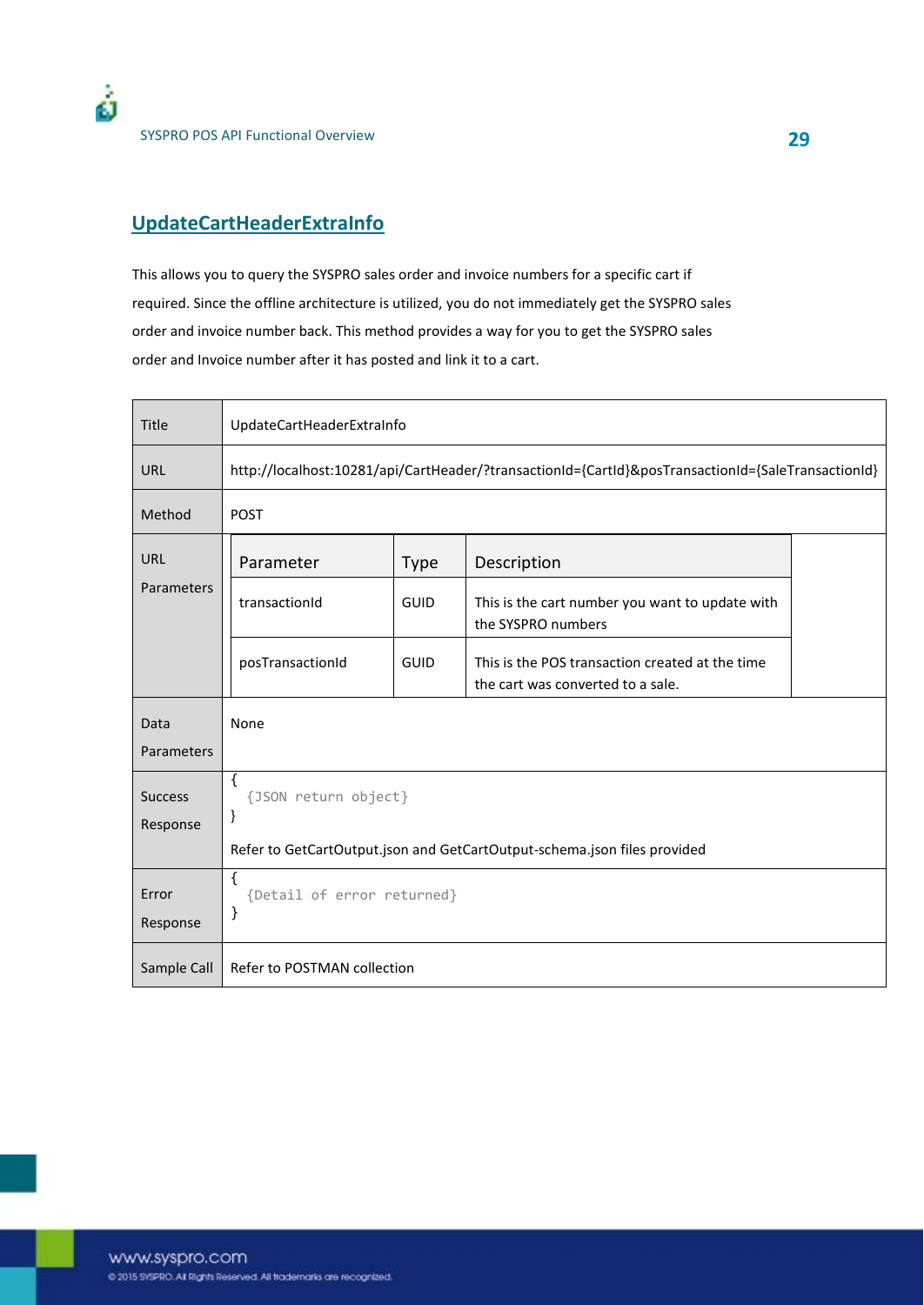## UpdateCartHeaderExtraInfo

This allows you to query the SYSPRO sales order and invoice numbers for a specific cart if required. Since the offline architecture is utilized, you do not immediately get the SYSPRO sales order and invoice number back. This method provides a way for you to get the SYSPRO sales order and Invoice number after it has posted and link it to a cart.

| Title | UpdateCartHeaderExtraInfo |
|---|---|
| URL | http://localhost:10281/api/CartHeader/?transactionId={CartId}&posTransactionId={SaleTransactionId} |
| Method | POST |
| URL Parameters | **Parameter** / **Type** / **Description**<br>transactionId / GUID / This is the cart number you want to update with the SYSPRO numbers<br>posTransactionId / GUID / This is the POS transaction created at the time the cart was converted to a sale. |
| Data Parameters | None |
| Success Response | `{ {JSON return object} }`<br>Refer to GetCartOutput.json and GetCartOutput-schema.json files provided |
| Error Response | `{ {Detail of error returned} }` |
| Sample Call | Refer to POSTMAN collection |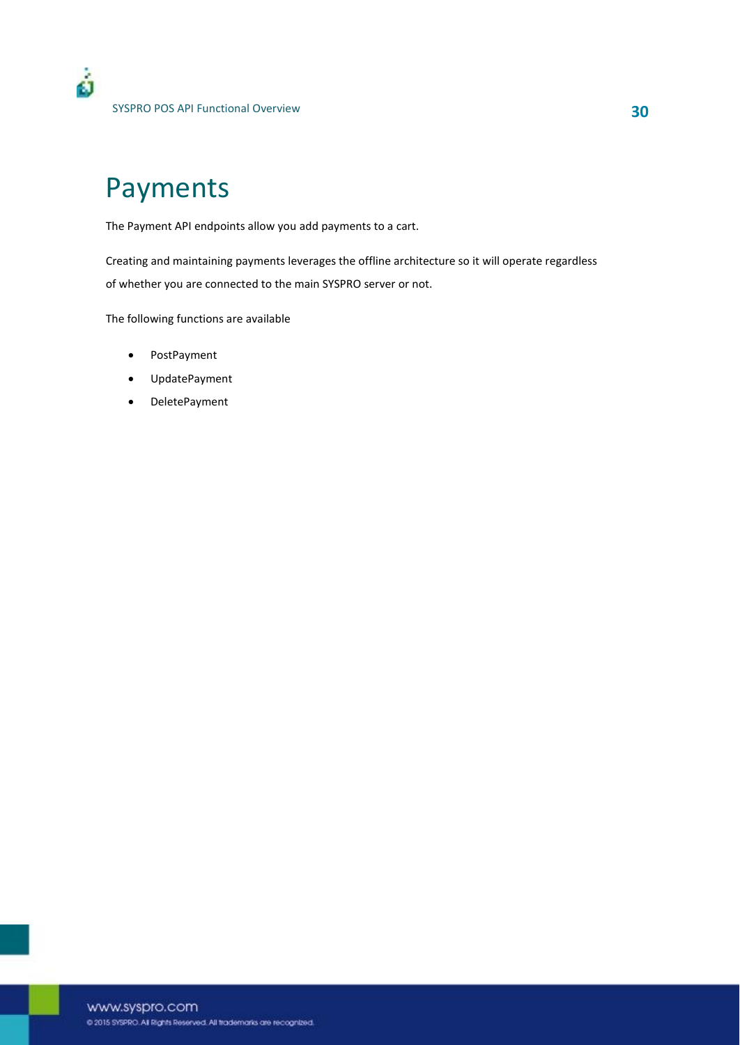# Payments

The Payment API endpoints allow you add payments to a cart.

Creating and maintaining payments leverages the offline architecture so it will operate regardless of whether you are connected to the main SYSPRO server or not.

The following functions are available

- PostPayment
- UpdatePayment
- DeletePayment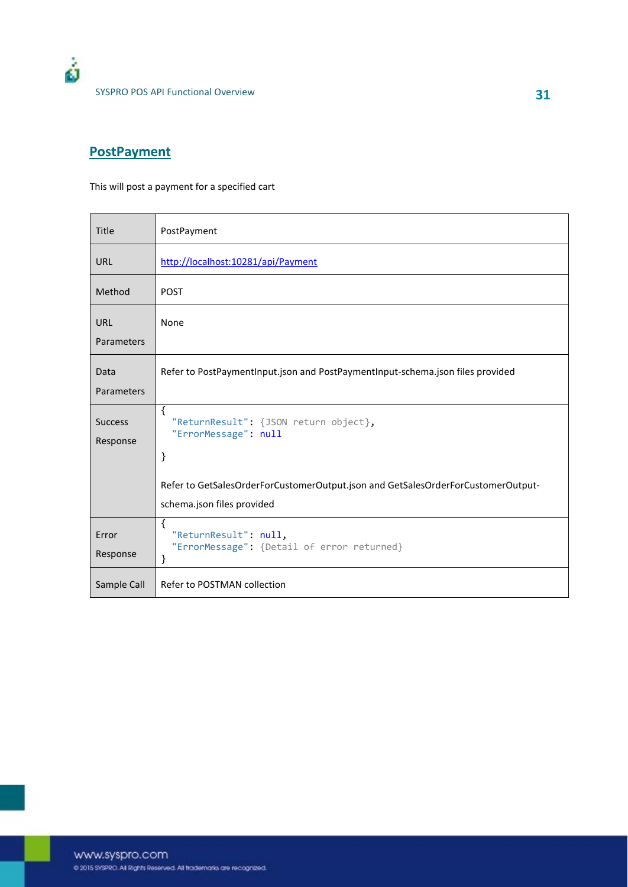## PostPayment

This will post a payment for a specified cart

| Title | PostPayment |
|---|---|
| URL | http://localhost:10281/api/Payment |
| Method | POST |
| URL Parameters | None |
| Data Parameters | Refer to PostPaymentInput.json and PostPaymentInput-schema.json files provided |
| Success Response | `{ "ReturnResult": {JSON return object}, "ErrorMessage": null }` Refer to GetSalesOrderForCustomerOutput.json and GetSalesOrderForCustomerOutput-schema.json files provided |
| Error Response | `{ "ReturnResult": null, "ErrorMessage": {Detail of error returned} }` |
| Sample Call | Refer to POSTMAN collection |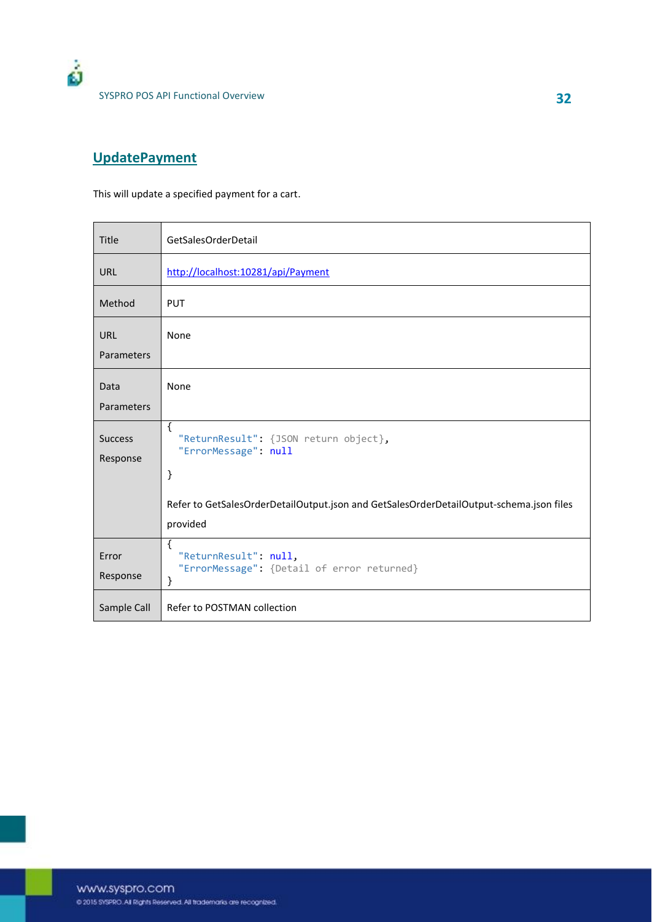## UpdatePayment

This will update a specified payment for a cart.

| Title | GetSalesOrderDetail |
|---|---|
| URL | http://localhost:10281/api/Payment |
| Method | PUT |
| URL Parameters | None |
| Data Parameters | None |
| Success Response | { "ReturnResult": {JSON return object}, "ErrorMessage": null }<br><br>Refer to GetSalesOrderDetailOutput.json and GetSalesOrderDetailOutput-schema.json files provided |
| Error Response | { "ReturnResult": null, "ErrorMessage": {Detail of error returned} } |
| Sample Call | Refer to POSTMAN collection |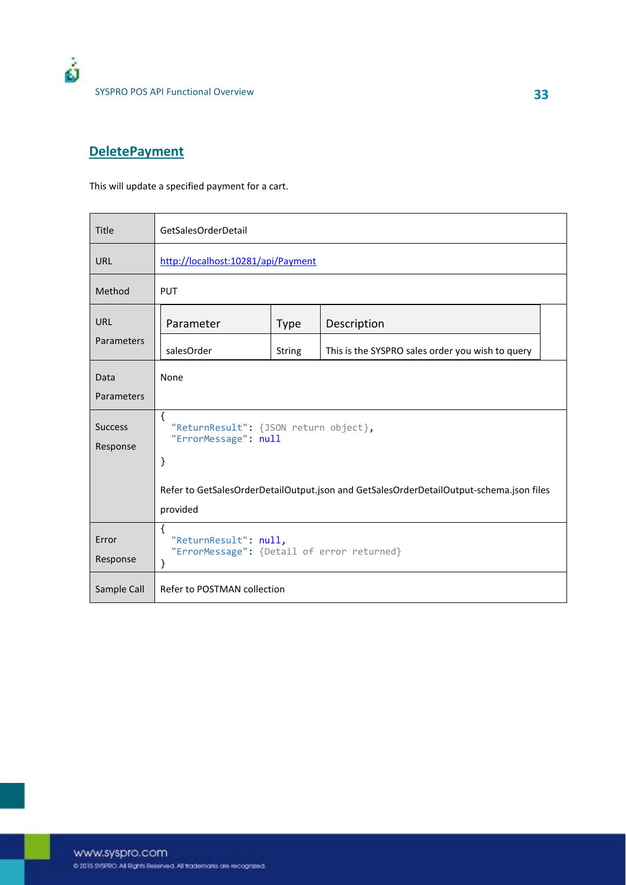## DeletePayment

This will update a specified payment for a cart.

| Title | GetSalesOrderDetail |
|---|---|
| URL | http://localhost:10281/api/Payment |
| Method | PUT |
| URL Parameters | <table><tr><th>Parameter</th><th>Type</th><th>Description</th></tr><tr><td>salesOrder</td><td>String</td><td>This is the SYSPRO sales order you wish to query</td></tr></table> |
| Data Parameters | None |
| Success Response | { "ReturnResult": {JSON return object}, "ErrorMessage": null }<br><br>Refer to GetSalesOrderDetailOutput.json and GetSalesOrderDetailOutput-schema.json files provided |
| Error Response | { "ReturnResult": null, "ErrorMessage": {Detail of error returned} } |
| Sample Call | Refer to POSTMAN collection |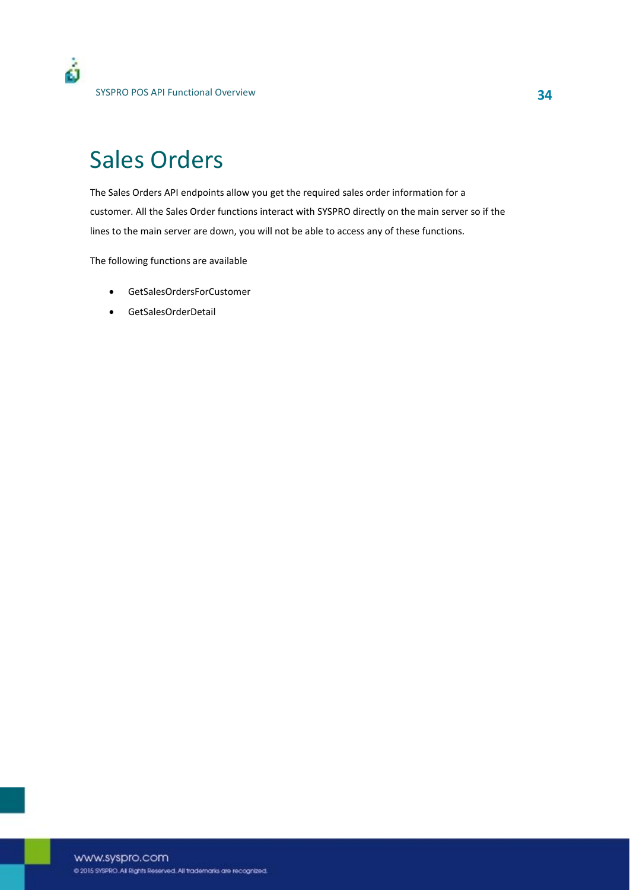# Sales Orders

The Sales Orders API endpoints allow you get the required sales order information for a customer. All the Sales Order functions interact with SYSPRO directly on the main server so if the lines to the main server are down, you will not be able to access any of these functions.

The following functions are available

- GetSalesOrdersForCustomer
- GetSalesOrderDetail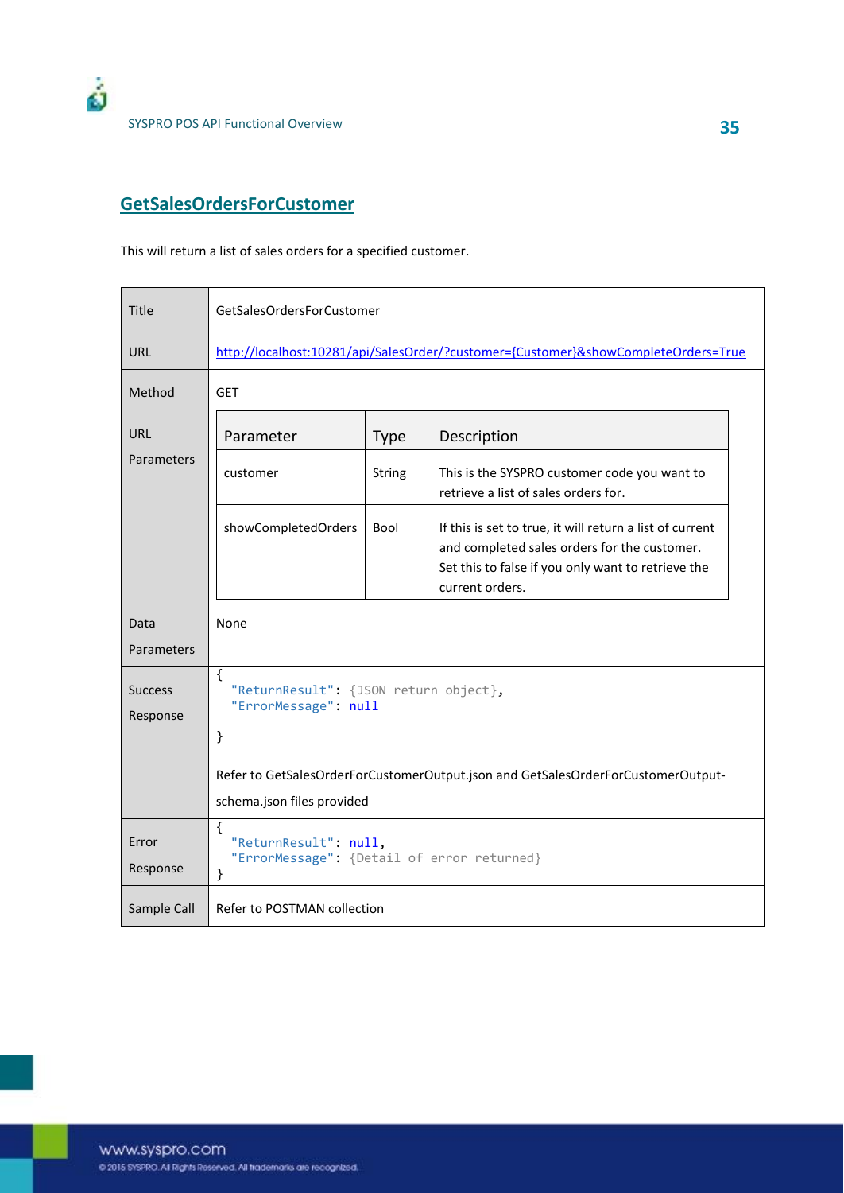## GetSalesOrdersForCustomer

This will return a list of sales orders for a specified customer.

| Title | GetSalesOrdersForCustomer |
|---|---|
| URL | http://localhost:10281/api/SalesOrder/?customer={Customer}&showCompleteOrders=True |
| Method | GET |
| URL Parameters | **Parameter** / **Type** / **Description**<br>customer / String / This is the SYSPRO customer code you want to retrieve a list of sales orders for.<br>showCompletedOrders / Bool / If this is set to true, it will return a list of current and completed sales orders for the customer. Set this to false if you only want to retrieve the current orders. |
| Data Parameters | None |
| Success Response | `{ "ReturnResult": {JSON return object}, "ErrorMessage": null }`<br><br>Refer to GetSalesOrderForCustomerOutput.json and GetSalesOrderForCustomerOutput-schema.json files provided |
| Error Response | `{ "ReturnResult": null, "ErrorMessage": {Detail of error returned} }` |
| Sample Call | Refer to POSTMAN collection |

URL Parameters:

| Parameter | Type | Description |
|---|---|---|
| customer | String | This is the SYSPRO customer code you want to retrieve a list of sales orders for. |
| showCompletedOrders | Bool | If this is set to true, it will return a list of current and completed sales orders for the customer. Set this to false if you only want to retrieve the current orders. |

Success Response:

```
{
  "ReturnResult": {JSON return object},
  "ErrorMessage": null

}
```

Error Response:

```
{
  "ReturnResult": null,
  "ErrorMessage": {Detail of error returned}
}
```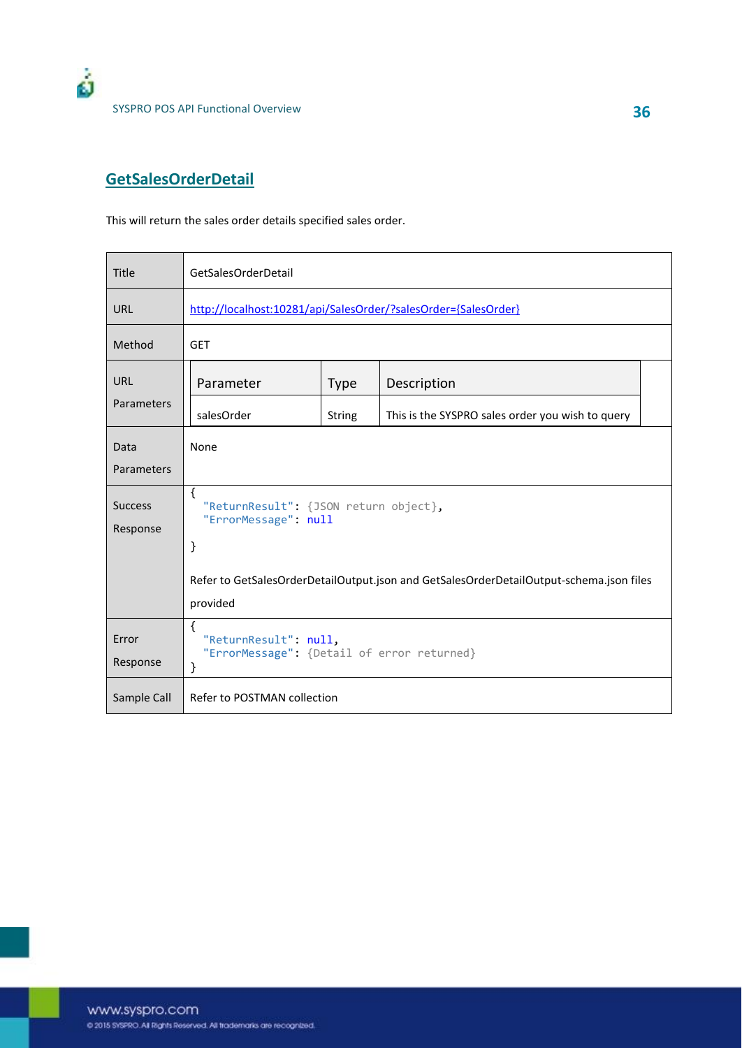## GetSalesOrderDetail

This will return the sales order details specified sales order.

| Title | GetSalesOrderDetail |
|---|---|
| URL | http://localhost:10281/api/SalesOrder/?salesOrder={SalesOrder} |
| Method | GET |
| URL Parameters | Parameter: salesOrder; Type: String; Description: This is the SYSPRO sales order you wish to query |
| Data Parameters | None |
| Success Response | { "ReturnResult": {JSON return object}, "ErrorMessage": null } Refer to GetSalesOrderDetailOutput.json and GetSalesOrderDetailOutput-schema.json files provided |
| Error Response | { "ReturnResult": null, "ErrorMessage": {Detail of error returned} } |
| Sample Call | Refer to POSTMAN collection |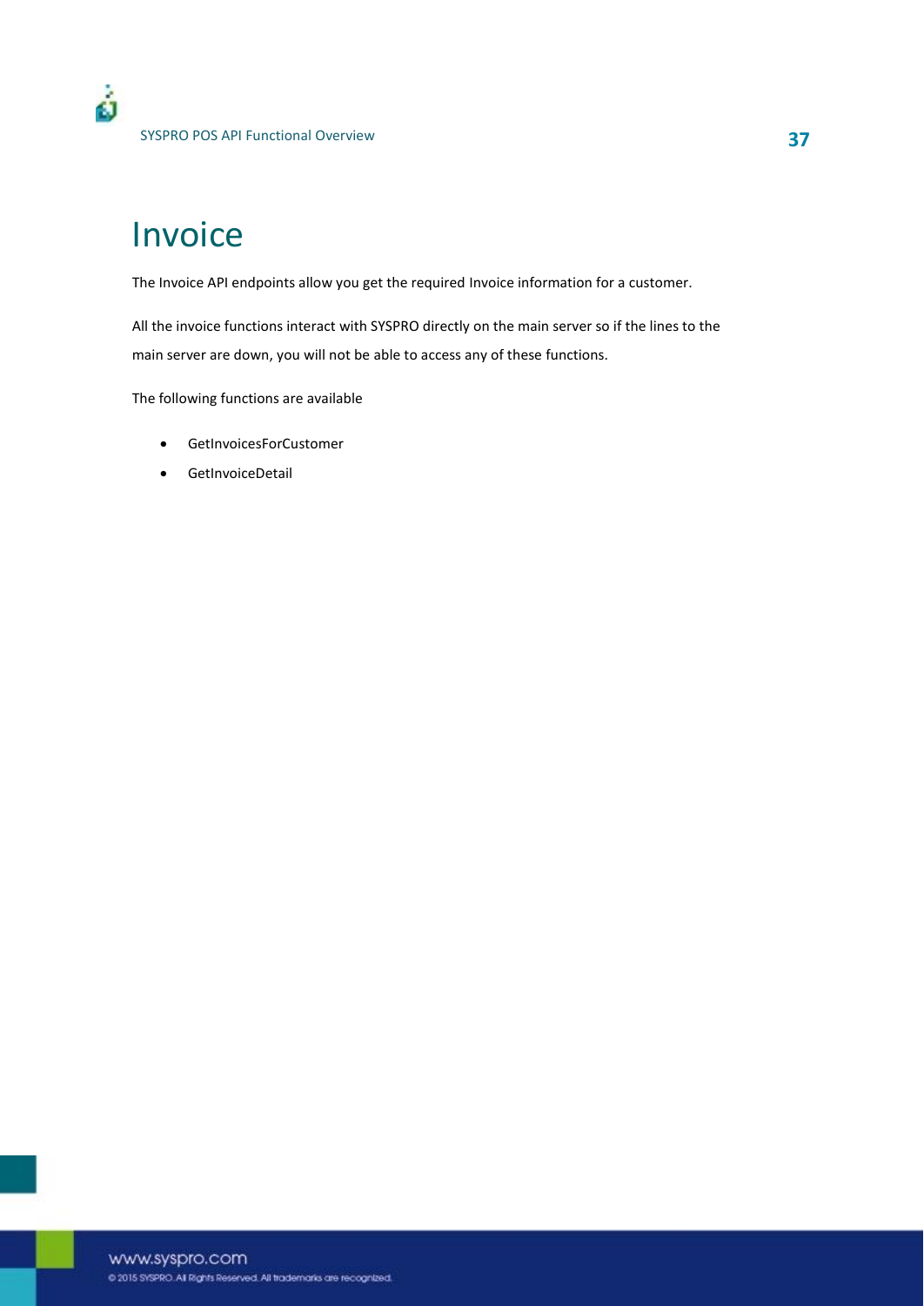# Invoice

The Invoice API endpoints allow you get the required Invoice information for a customer.

All the invoice functions interact with SYSPRO directly on the main server so if the lines to the main server are down, you will not be able to access any of these functions.

The following functions are available

- GetInvoicesForCustomer
- GetInvoiceDetail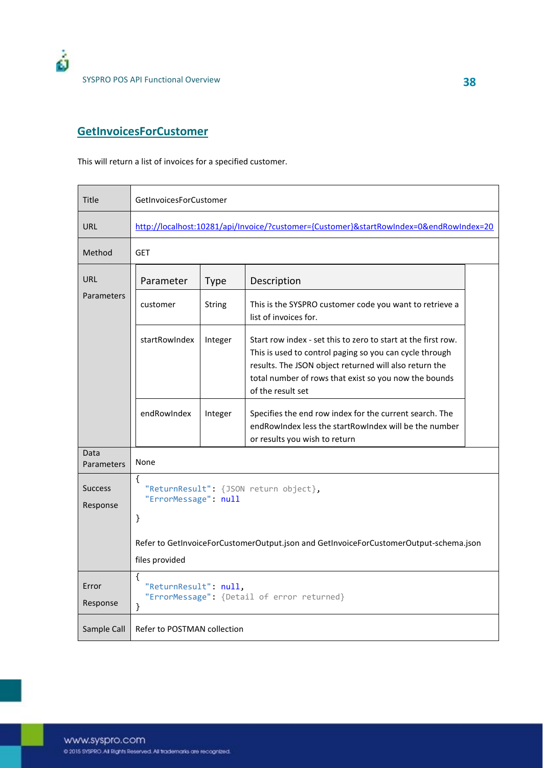## GetInvoicesForCustomer

This will return a list of invoices for a specified customer.

| | |
|---|---|
| Title | GetInvoicesForCustomer |
| URL | http://localhost:10281/api/Invoice/?customer={Customer}&startRowIndex=0&endRowIndex=20 |
| Method | GET |
| URL Parameters | **Parameter** / **Type** / **Description**<br>customer / String / This is the SYSPRO customer code you want to retrieve a list of invoices for.<br>startRowIndex / Integer / Start row index - set this to zero to start at the first row. This is used to control paging so you can cycle through results. The JSON object returned will also return the total number of rows that exist so you now the bounds of the result set<br>endRowIndex / Integer / Specifies the end row index for the current search. The endRowIndex less the startRowIndex will be the number or results you wish to return |
| Data Parameters | None |
| Success Response | `{ "ReturnResult": {JSON return object}, "ErrorMessage": null }`<br><br>Refer to GetInvoiceForCustomerOutput.json and GetInvoiceForCustomerOutput-schema.json files provided |
| Error Response | `{ "ReturnResult": null, "ErrorMessage": {Detail of error returned} }` |
| Sample Call | Refer to POSTMAN collection |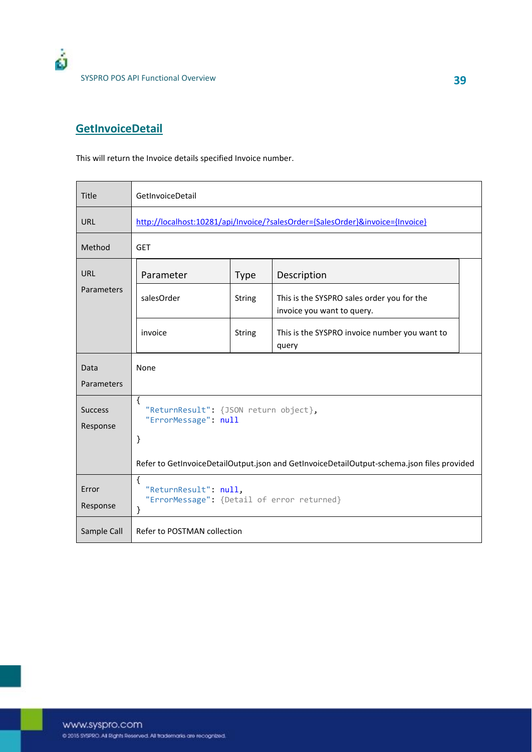## GetInvoiceDetail

This will return the Invoice details specified Invoice number.

| | |
|---|---|
| Title | GetInvoiceDetail |
| URL | http://localhost:10281/api/Invoice/?salesOrder={SalesOrder}&invoice={Invoice} |
| Method | GET |
| URL Parameters | **Parameter** / **Type** / **Description**<br>salesOrder / String / This is the SYSPRO sales order you for the invoice you want to query.<br>invoice / String / This is the SYSPRO invoice number you want to query |
| Data Parameters | None |
| Success Response | `{ "ReturnResult": {JSON return object}, "ErrorMessage": null }`<br><br>Refer to GetInvoiceDetailOutput.json and GetInvoiceDetailOutput-schema.json files provided |
| Error Response | `{ "ReturnResult": null, "ErrorMessage": {Detail of error returned} }` |
| Sample Call | Refer to POSTMAN collection |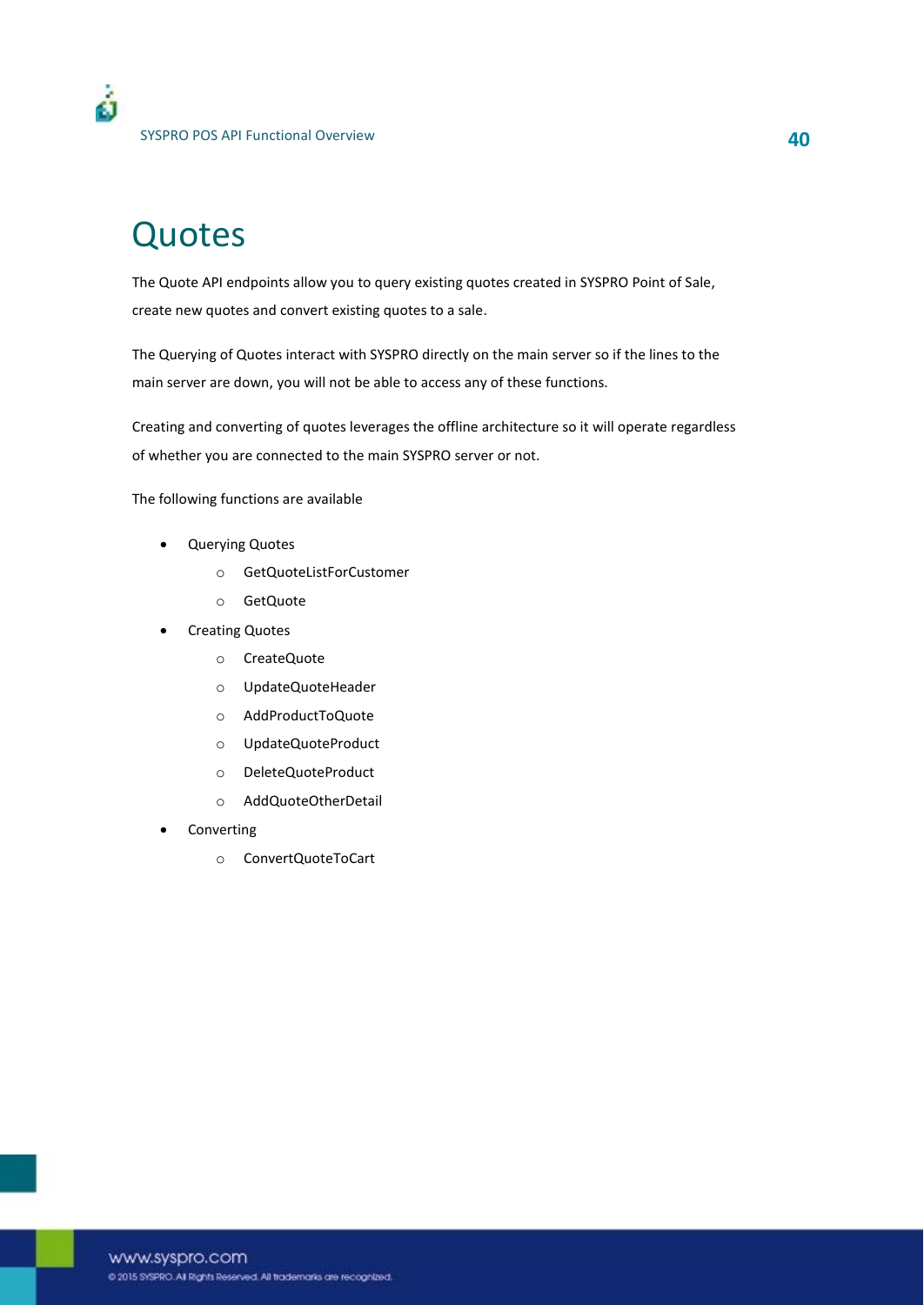# Quotes

The Quote API endpoints allow you to query existing quotes created in SYSPRO Point of Sale, create new quotes and convert existing quotes to a sale.

The Querying of Quotes interact with SYSPRO directly on the main server so if the lines to the main server are down, you will not be able to access any of these functions.

Creating and converting of quotes leverages the offline architecture so it will operate regardless of whether you are connected to the main SYSPRO server or not.

The following functions are available

- Querying Quotes
  - GetQuoteListForCustomer
  - GetQuote
- Creating Quotes
  - CreateQuote
  - UpdateQuoteHeader
  - AddProductToQuote
  - UpdateQuoteProduct
  - DeleteQuoteProduct
  - AddQuoteOtherDetail
- Converting
  - ConvertQuoteToCart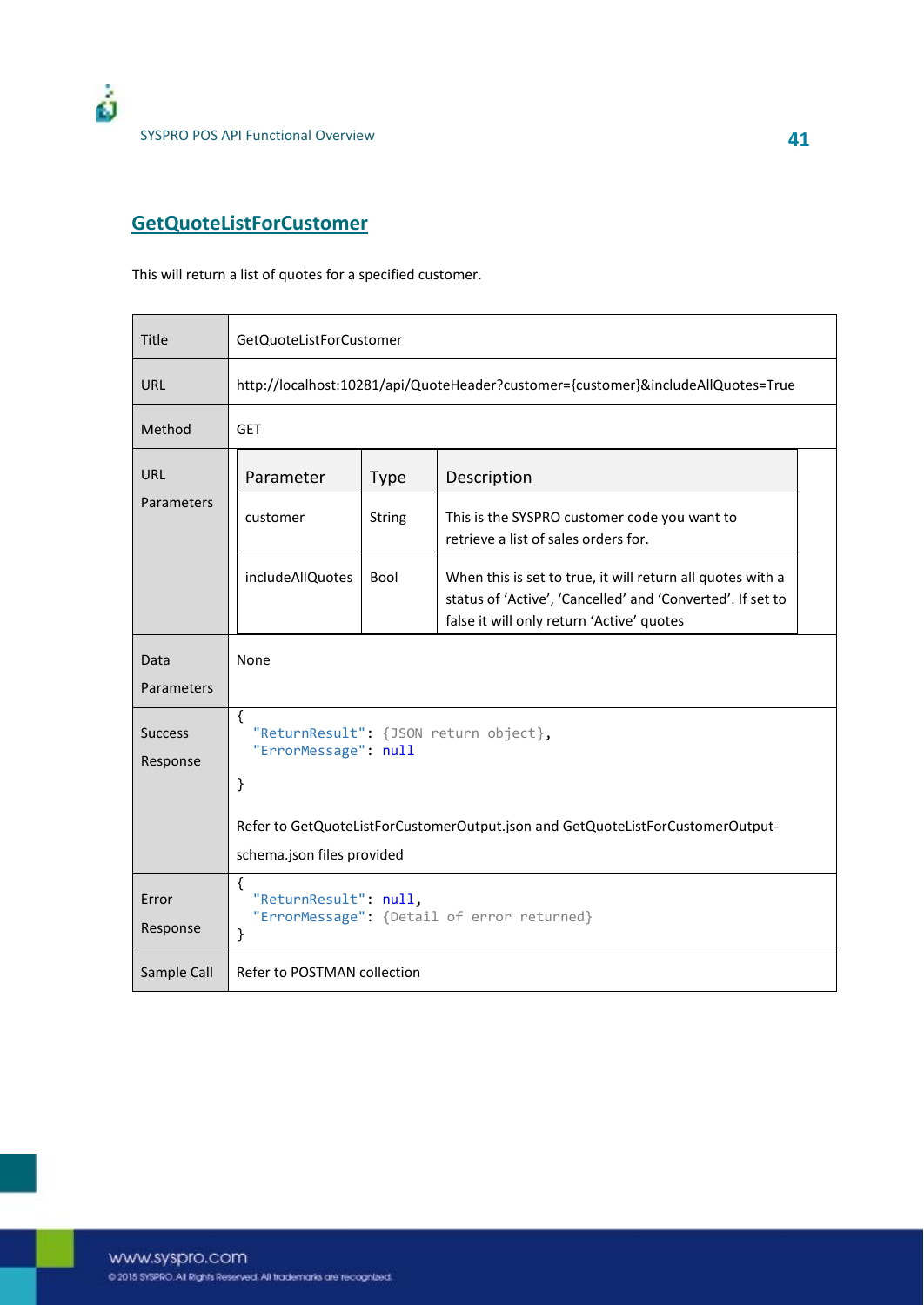## GetQuoteListForCustomer

This will return a list of quotes for a specified customer.

| Title | GetQuoteListForCustomer |
|---|---|
| URL | http://localhost:10281/api/QuoteHeader?customer={customer}&includeAllQuotes=True |
| Method | GET |
| URL Parameters | **Parameter** / **Type** / **Description**<br>customer / String / This is the SYSPRO customer code you want to retrieve a list of sales orders for.<br>includeAllQuotes / Bool / When this is set to true, it will return all quotes with a status of 'Active', 'Cancelled' and 'Converted'. If set to false it will only return 'Active' quotes |
| Data Parameters | None |
| Success Response | `{ "ReturnResult": {JSON return object}, "ErrorMessage": null }`<br><br>Refer to GetQuoteListForCustomerOutput.json and GetQuoteListForCustomerOutput-schema.json files provided |
| Error Response | `{ "ReturnResult": null, "ErrorMessage": {Detail of error returned} }` |
| Sample Call | Refer to POSTMAN collection |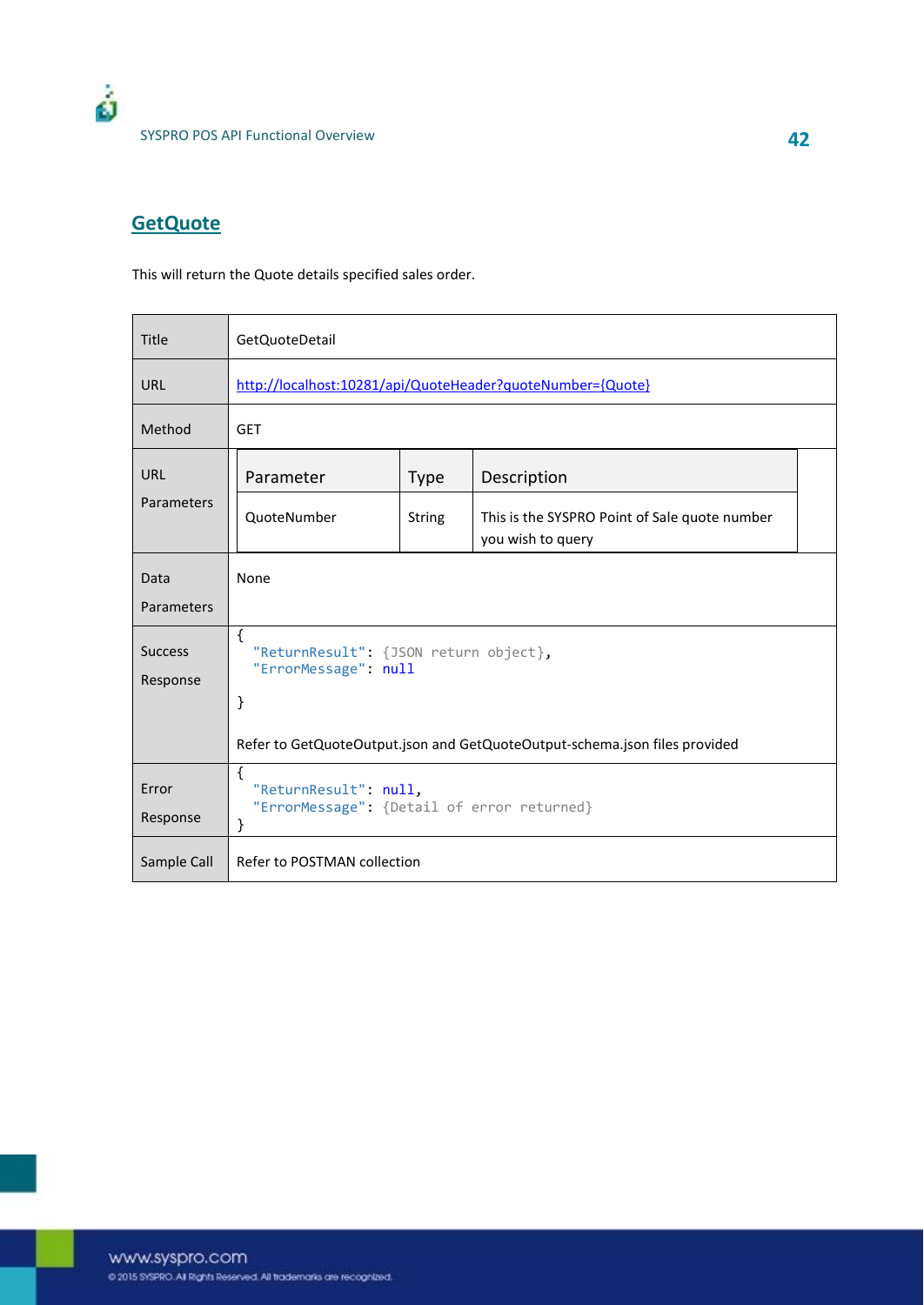## GetQuote

This will return the Quote details specified sales order.

| Title | GetQuoteDetail |
|---|---|
| URL | http://localhost:10281/api/QuoteHeader?quoteNumber={Quote} |
| Method | GET |
| URL Parameters | Parameter / Type / Description: QuoteNumber / String / This is the SYSPRO Point of Sale quote number you wish to query |
| Data Parameters | None |
| Success Response | `{ "ReturnResult": {JSON return object}, "ErrorMessage": null }` Refer to GetQuoteOutput.json and GetQuoteOutput-schema.json files provided |
| Error Response | `{ "ReturnResult": null, "ErrorMessage": {Detail of error returned} }` |
| Sample Call | Refer to POSTMAN collection |

URL Parameters:

| Parameter | Type | Description |
|---|---|---|
| QuoteNumber | String | This is the SYSPRO Point of Sale quote number you wish to query |

Success Response:

```
{
  "ReturnResult": {JSON return object},
  "ErrorMessage": null

}
```

Refer to GetQuoteOutput.json and GetQuoteOutput-schema.json files provided

Error Response:

```
{
  "ReturnResult": null,
  "ErrorMessage": {Detail of error returned}
}
```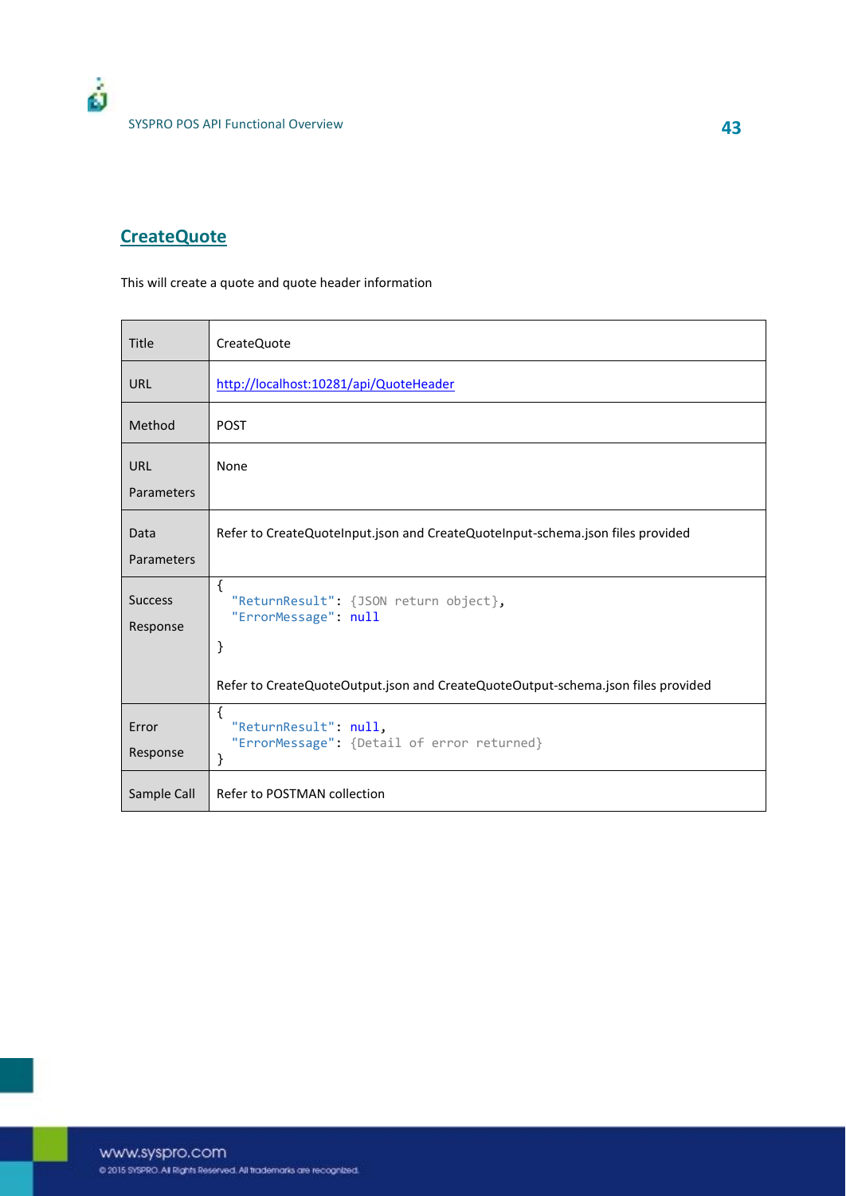## CreateQuote

This will create a quote and quote header information

| Title | CreateQuote |
|---|---|
| URL | http://localhost:10281/api/QuoteHeader |
| Method | POST |
| URL Parameters | None |
| Data Parameters | Refer to CreateQuoteInput.json and CreateQuoteInput-schema.json files provided |
| Success Response | { "ReturnResult": {JSON return object}, "ErrorMessage": null }<br><br>Refer to CreateQuoteOutput.json and CreateQuoteOutput-schema.json files provided |
| Error Response | { "ReturnResult": null, "ErrorMessage": {Detail of error returned} } |
| Sample Call | Refer to POSTMAN collection |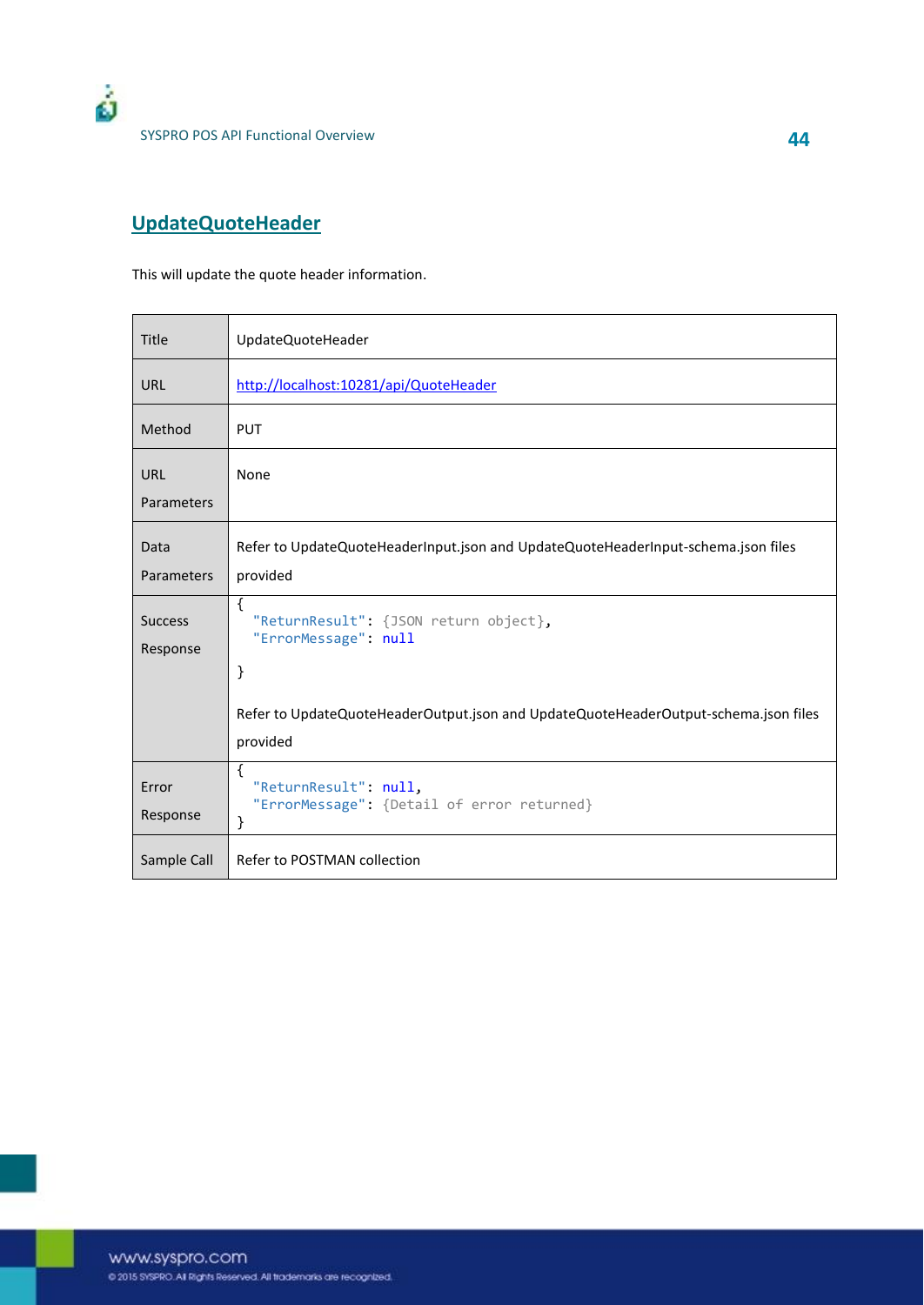## UpdateQuoteHeader

This will update the quote header information.

| Title | UpdateQuoteHeader |
|---|---|
| URL | http://localhost:10281/api/QuoteHeader |
| Method | PUT |
| URL Parameters | None |
| Data Parameters | Refer to UpdateQuoteHeaderInput.json and UpdateQuoteHeaderInput-schema.json files provided |
| Success Response | { "ReturnResult": {JSON return object}, "ErrorMessage": null } <br><br> Refer to UpdateQuoteHeaderOutput.json and UpdateQuoteHeaderOutput-schema.json files provided |
| Error Response | { "ReturnResult": null, "ErrorMessage": {Detail of error returned} } |
| Sample Call | Refer to POSTMAN collection |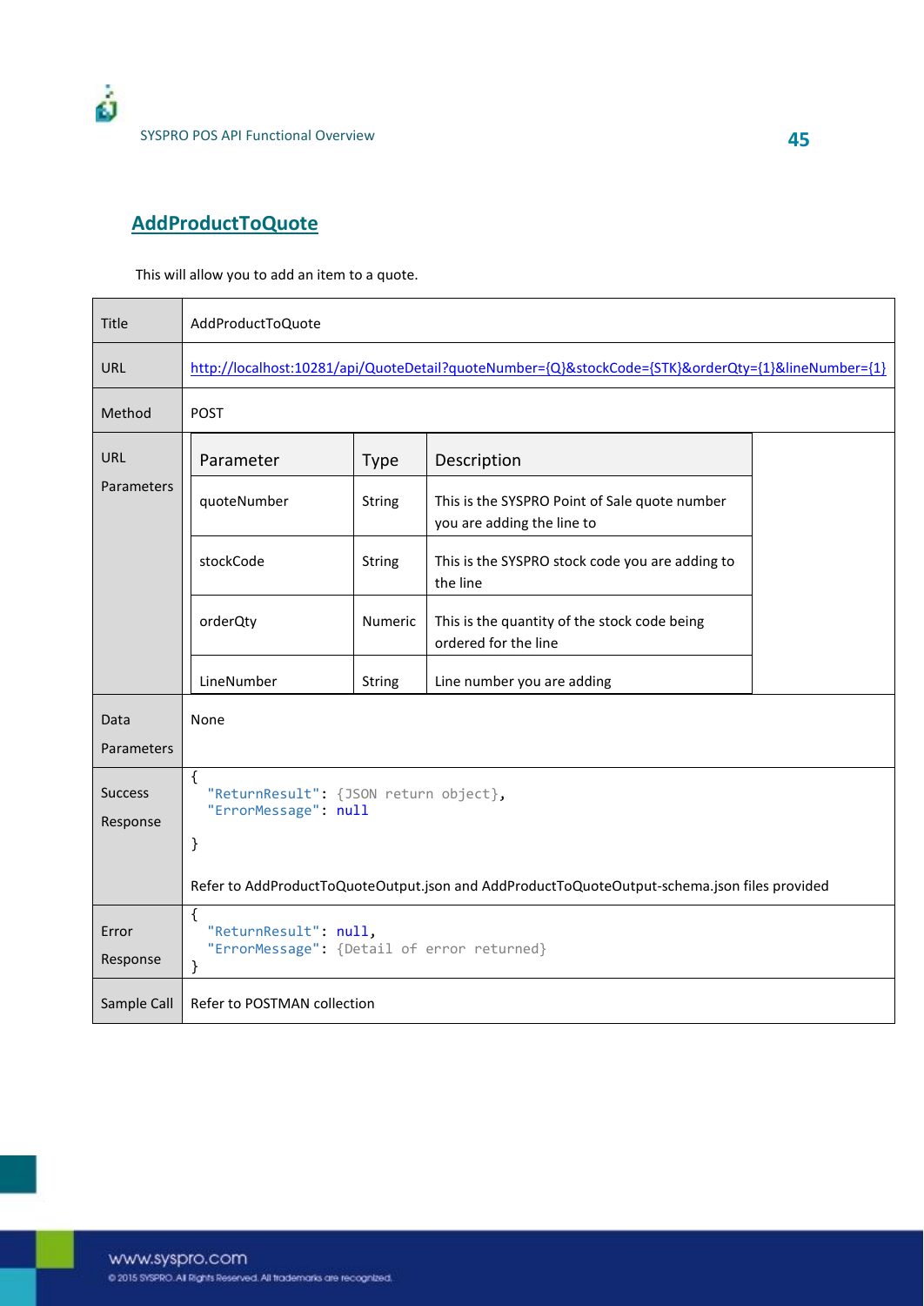## AddProductToQuote

This will allow you to add an item to a quote.

<table>
<tr><td>Title</td><td>AddProductToQuote</td></tr>
<tr><td>URL</td><td>http://localhost:10281/api/QuoteDetail?quoteNumber={Q}&stockCode={STK}&orderQty={1}&lineNumber={1}</td></tr>
<tr><td>Method</td><td>POST</td></tr>
<tr><td>URL Parameters</td><td>
<table>
<tr><th>Parameter</th><th>Type</th><th>Description</th></tr>
<tr><td>quoteNumber</td><td>String</td><td>This is the SYSPRO Point of Sale quote number you are adding the line to</td></tr>
<tr><td>stockCode</td><td>String</td><td>This is the SYSPRO stock code you are adding to the line</td></tr>
<tr><td>orderQty</td><td>Numeric</td><td>This is the quantity of the stock code being ordered for the line</td></tr>
<tr><td>LineNumber</td><td>String</td><td>Line number you are adding</td></tr>
</table>
</td></tr>
<tr><td>Data Parameters</td><td>None</td></tr>
<tr><td>Success Response</td><td>
<pre>
{
  "ReturnResult": {JSON return object},
  "ErrorMessage": null

}
</pre>
Refer to AddProductToQuoteOutput.json and AddProductToQuoteOutput-schema.json files provided</td></tr>
<tr><td>Error Response</td><td>
<pre>
{
  "ReturnResult": null,
  "ErrorMessage": {Detail of error returned}
}
</pre>
</td></tr>
<tr><td>Sample Call</td><td>Refer to POSTMAN collection</td></tr>
</table>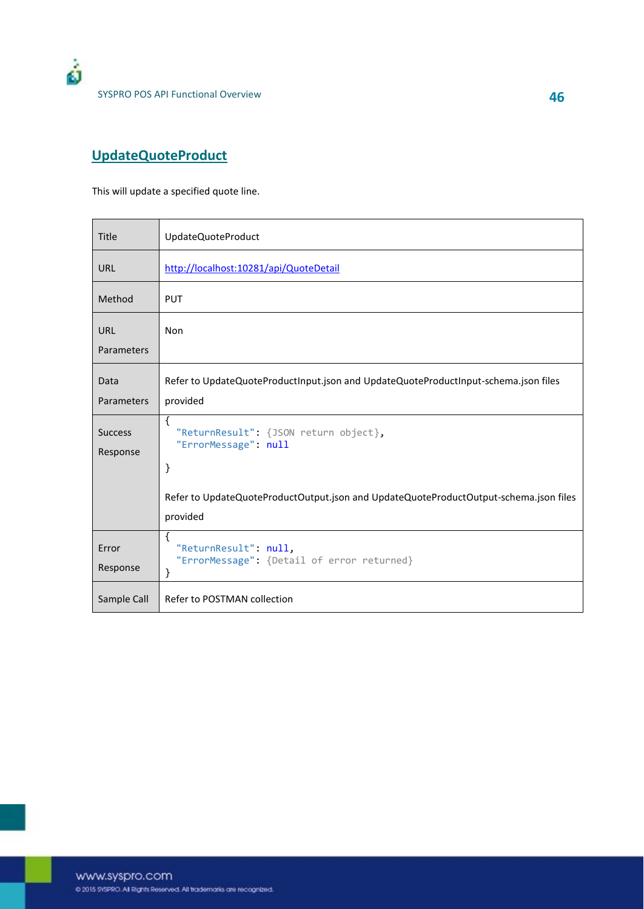## UpdateQuoteProduct

This will update a specified quote line.

| Title | UpdateQuoteProduct |
|---|---|
| URL | http://localhost:10281/api/QuoteDetail |
| Method | PUT |
| URL Parameters | Non |
| Data Parameters | Refer to UpdateQuoteProductInput.json and UpdateQuoteProductInput-schema.json files provided |
| Success Response | `{ "ReturnResult": {JSON return object}, "ErrorMessage": null }` <br><br> Refer to UpdateQuoteProductOutput.json and UpdateQuoteProductOutput-schema.json files provided |
| Error Response | `{ "ReturnResult": null, "ErrorMessage": {Detail of error returned} }` |
| Sample Call | Refer to POSTMAN collection |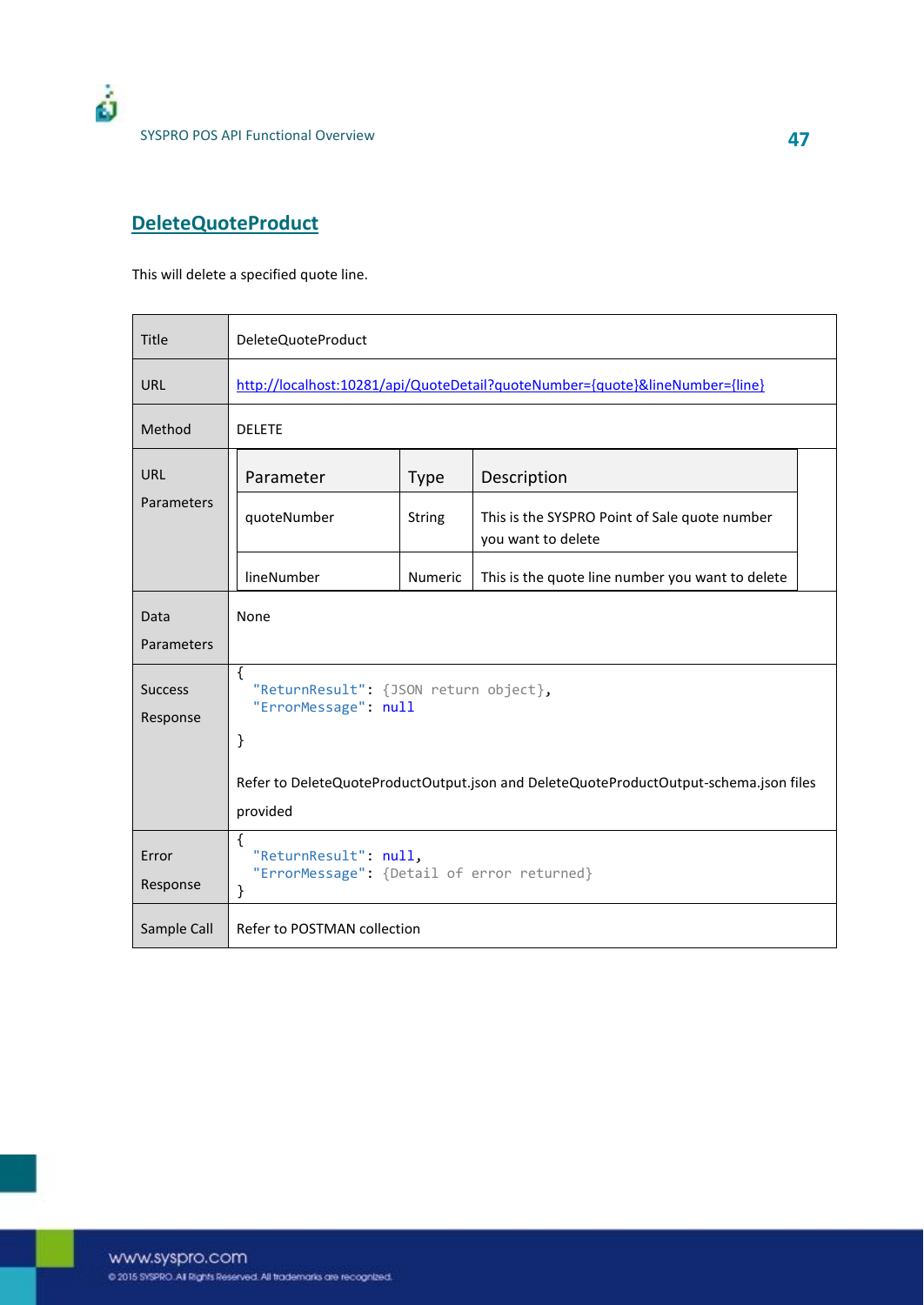## DeleteQuoteProduct

This will delete a specified quote line.

| | |
|---|---|
| Title | DeleteQuoteProduct |
| URL | http://localhost:10281/api/QuoteDetail?quoteNumber={quote}&lineNumber={line} |
| Method | DELETE |
| URL Parameters | **Parameter** / **Type** / **Description**<br>quoteNumber / String / This is the SYSPRO Point of Sale quote number you want to delete<br>lineNumber / Numeric / This is the quote line number you want to delete |
| Data Parameters | None |
| Success Response | `{ "ReturnResult": {JSON return object}, "ErrorMessage": null }`<br><br>Refer to DeleteQuoteProductOutput.json and DeleteQuoteProductOutput-schema.json files provided |
| Error Response | `{ "ReturnResult": null, "ErrorMessage": {Detail of error returned} }` |
| Sample Call | Refer to POSTMAN collection |

URL Parameters:

| Parameter | Type | Description |
|---|---|---|
| quoteNumber | String | This is the SYSPRO Point of Sale quote number you want to delete |
| lineNumber | Numeric | This is the quote line number you want to delete |

Success Response:

```
{
  "ReturnResult": {JSON return object},
  "ErrorMessage": null
}
```

Error Response:

```
{
  "ReturnResult": null,
  "ErrorMessage": {Detail of error returned}
}
```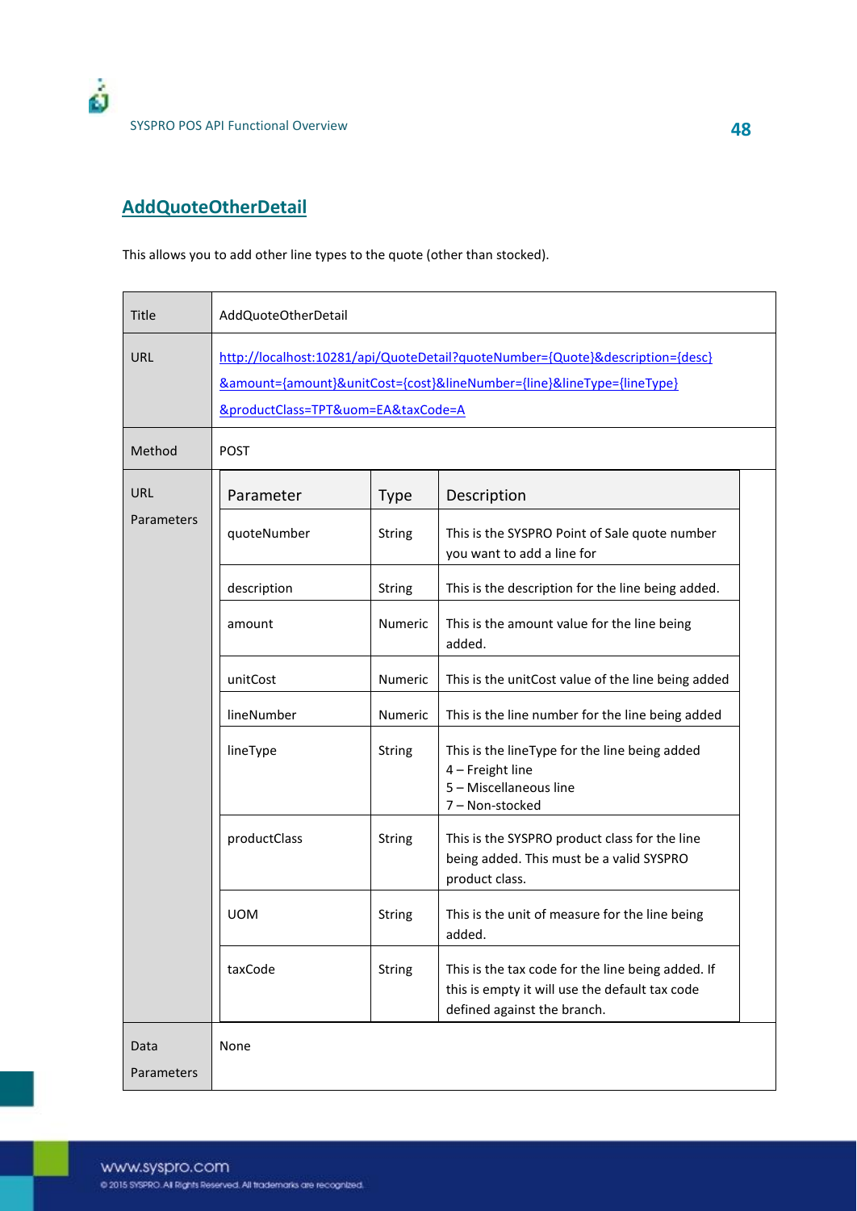## AddQuoteOtherDetail

This allows you to add other line types to the quote (other than stocked).

| Title | AddQuoteOtherDetail |
|---|---|
| URL | http://localhost:10281/api/QuoteDetail?quoteNumber={Quote}&description={desc}&amount={amount}&unitCost={cost}&lineNumber={line}&lineType={lineType}&productClass=TPT&uom=EA&taxCode=A |
| Method | POST |
| URL Parameters | (see table below) |
| Data Parameters | None |

**URL Parameters**

| Parameter | Type | Description |
|---|---|---|
| quoteNumber | String | This is the SYSPRO Point of Sale quote number you want to add a line for |
| description | String | This is the description for the line being added. |
| amount | Numeric | This is the amount value for the line being added. |
| unitCost | Numeric | This is the unitCost value of the line being added |
| lineNumber | Numeric | This is the line number for the line being added |
| lineType | String | This is the lineType for the line being added<br>4 – Freight line<br>5 – Miscellaneous line<br>7 – Non-stocked |
| productClass | String | This is the SYSPRO product class for the line being added. This must be a valid SYSPRO product class. |
| UOM | String | This is the unit of measure for the line being added. |
| taxCode | String | This is the tax code for the line being added. If this is empty it will use the default tax code defined against the branch. |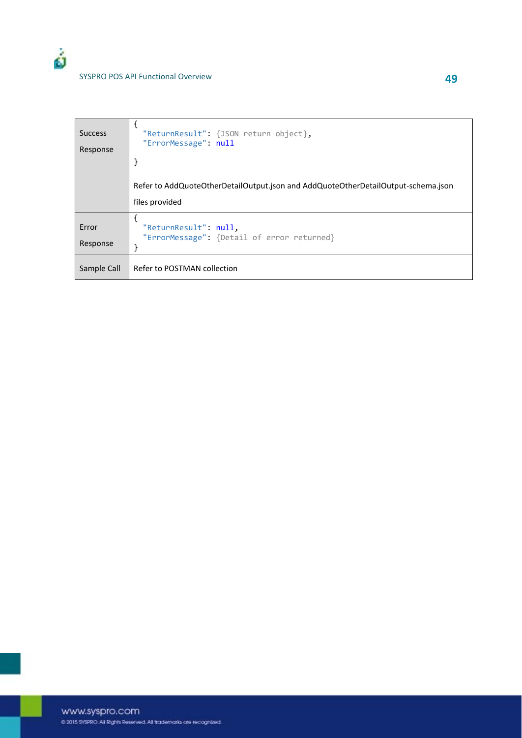| | |
|---|---|
| Success Response | `{ "ReturnResult": {JSON return object}, "ErrorMessage": null }` <br><br> Refer to AddQuoteOtherDetailOutput.json and AddQuoteOtherDetailOutput-schema.json files provided |
| Error Response | `{ "ReturnResult": null, "ErrorMessage": {Detail of error returned} }` |
| Sample Call | Refer to POSTMAN collection |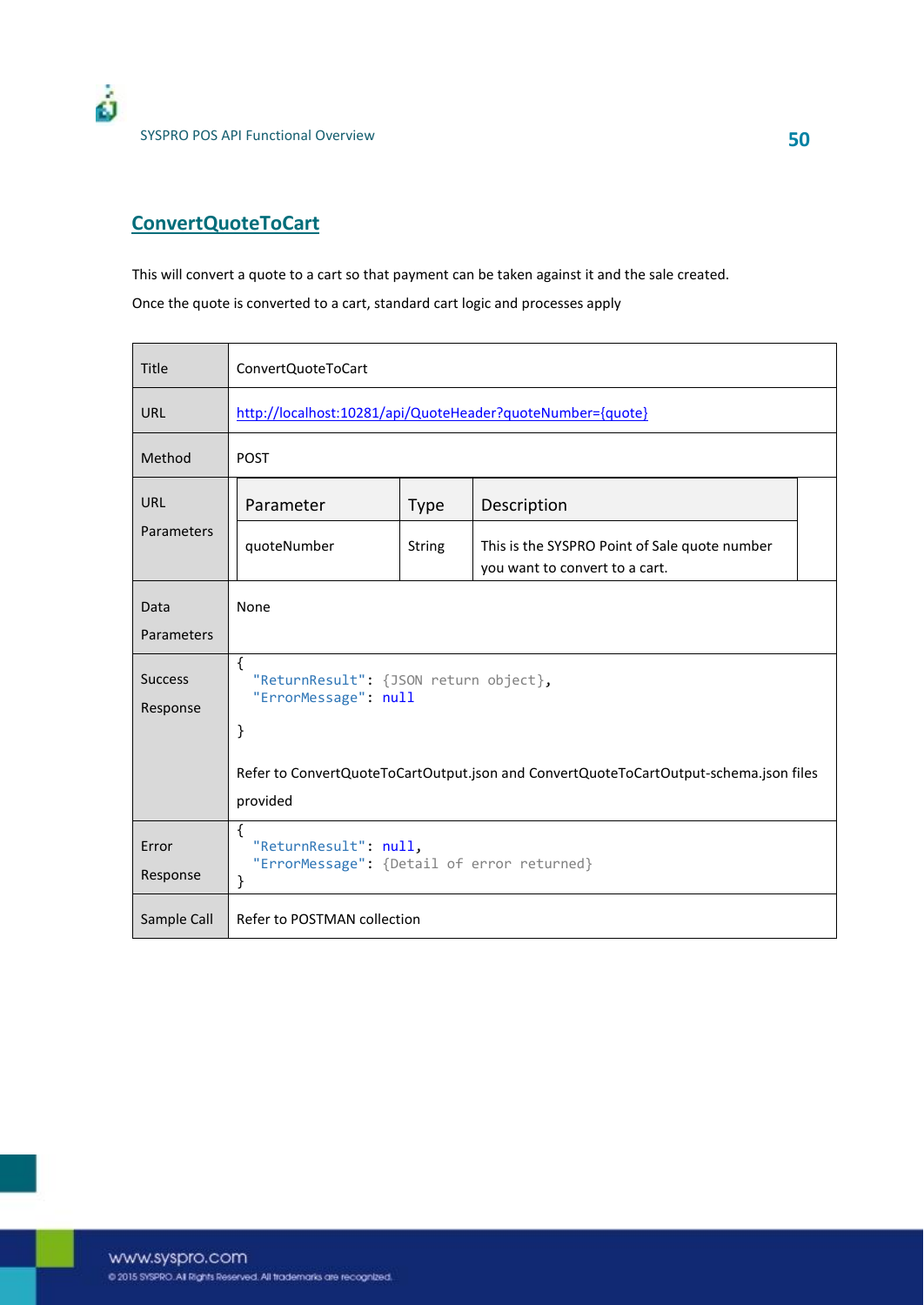## ConvertQuoteToCart

This will convert a quote to a cart so that payment can be taken against it and the sale created.

Once the quote is converted to a cart, standard cart logic and processes apply

| | |
|---|---|
| Title | ConvertQuoteToCart |
| URL | http://localhost:10281/api/QuoteHeader?quoteNumber={quote} |
| Method | POST |
| URL Parameters | **Parameter** / **Type** / **Description**<br>quoteNumber / String / This is the SYSPRO Point of Sale quote number you want to convert to a cart. |
| Data Parameters | None |
| Success Response | `{ "ReturnResult": {JSON return object}, "ErrorMessage": null }`<br><br>Refer to ConvertQuoteToCartOutput.json and ConvertQuoteToCartOutput-schema.json files provided |
| Error Response | `{ "ReturnResult": null, "ErrorMessage": {Detail of error returned} }` |
| Sample Call | Refer to POSTMAN collection |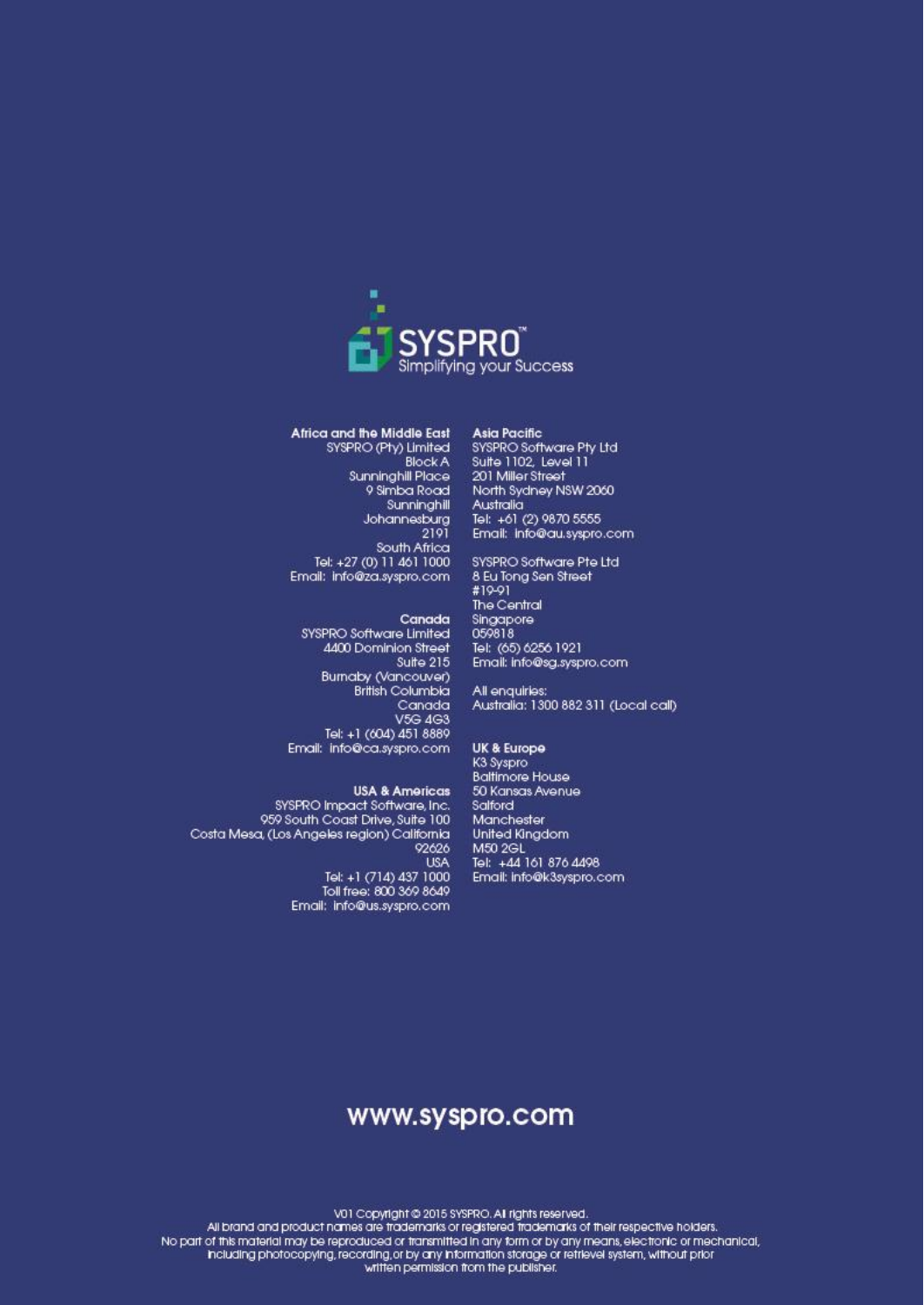SYSPRO™
Simplifying your Success

**Africa and the Middle East**
SYSPRO (Pty) Limited
Block A
Sunninghill Place
9 Simba Road
Sunninghill
Johannesburg
2191
South Africa
Tel: +27 (0) 11 461 1000
Email: info@za.syspro.com

**Canada**
SYSPRO Software Limited
4400 Dominion Street
Suite 215
Burnaby (Vancouver)
British Columbia
Canada
V5G 4G3
Tel: +1 (604) 451 8889
Email: info@ca.syspro.com

**USA & Americas**
SYSPRO Impact Software, Inc.
959 South Coast Drive, Suite 100
Costa Mesa, (Los Angeles region) California
92626
USA
Tel: +1 (714) 437 1000
Toll free: 800 369 8649
Email: info@us.syspro.com

**Asia Pacific**
SYSPRO Software Pty Ltd
Suite 1102, Level 11
201 Miller Street
North Sydney NSW 2060
Australia
Tel: +61 (2) 9870 5555
Email: info@au.syspro.com

SYSPRO Software Pte Ltd
8 Eu Tong Sen Street
#19-91
The Central
Singapore
059818
Tel: (65) 6256 1921
Email: info@sg.syspro.com

All enquiries:
Australia: 1300 882 311 (Local call)

**UK & Europe**
K3 Syspro
Baltimore House
50 Kansas Avenue
Salford
Manchester
United Kingdom
M50 2GL
Tel: +44 161 876 4498
Email: info@k3syspro.com

**www.syspro.com**

V01 Copyright © 2015 SYSPRO. All rights reserved.
All brand and product names are trademarks or registered trademarks of their respective holders.
No part of this material may be reproduced or transmitted in any form or by any means, electronic or mechanical, including photocopying, recording, or by any information storage or retrievel system, without prior written permission from the publisher.